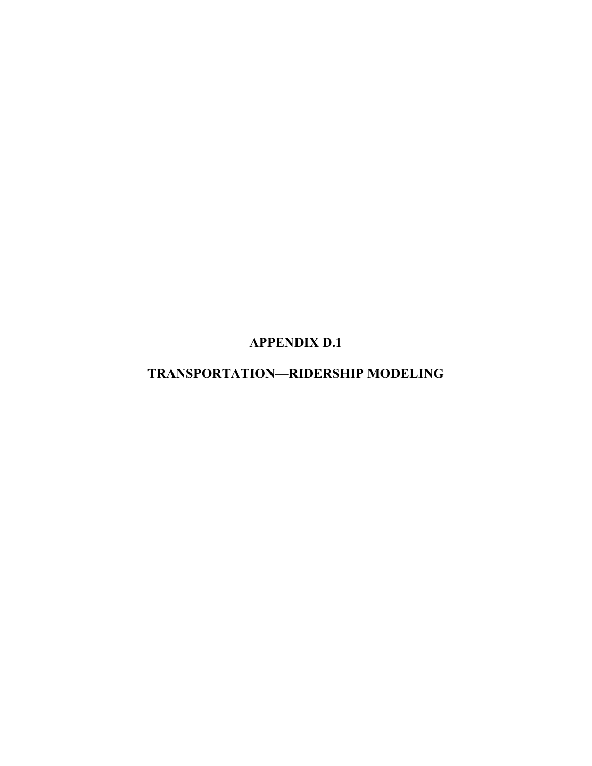# APPENDIX D.1

# TRANSPORTATION—RIDERSHIP MODELING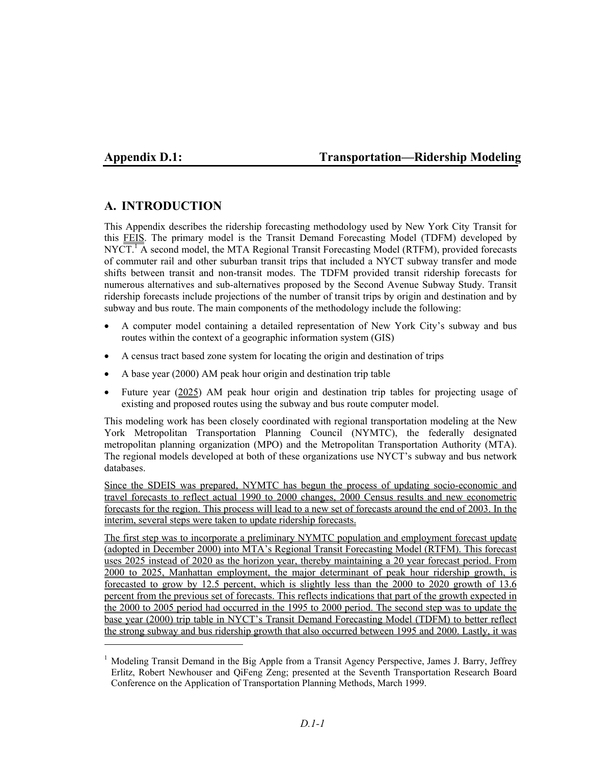## Appendix D.1: Transportation—Ridership Modeling

## A. INTRODUCTION

This Appendix describes the ridership forecasting methodology used by New York City Transit for this FEIS. The primary model is the Transit Demand Forecasting Model (TDFM) developed by NYCT.[1] A second model, the MTA Regional Transit Forecasting Model (RTFM), provided forecasts of commuter rail and other suburban transit trips that included a NYCT subway transfer and mode shifts between transit and non-transit modes. The TDFM provided transit ridership forecasts for numerous alternatives and sub-alternatives proposed by the Second Avenue Subway Study. Transit ridership forecasts include projections of the number of transit trips by origin and destination and by subway and bus route. The main components of the methodology include the following:

- A computer model containing a detailed representation of New York City's subway and bus routes within the context of a geographic information system (GIS)
- A census tract based zone system for locating the origin and destination of trips
- A base year (2000) AM peak hour origin and destination trip table
- Future year (2025) AM peak hour origin and destination trip tables for projecting usage of existing and proposed routes using the subway and bus route computer model.

This modeling work has been closely coordinated with regional transportation modeling at the New York Metropolitan Transportation Planning Council (NYMTC), the federally designated metropolitan planning organization (MPO) and the Metropolitan Transportation Authority (MTA). The regional models developed at both of these organizations use NYCT's subway and bus network databases.

Since the SDEIS was prepared, NYMTC has begun the process of updating socio-economic and travel forecasts to reflect actual 1990 to 2000 changes, 2000 Census results and new econometric forecasts for the region. This process will lead to a new set of forecasts around the end of 2003. In the interim, several steps were taken to update ridership forecasts.

The first step was to incorporate a preliminary NYMTC population and employment forecast update (adopted in December 2000) into MTA's Regional Transit Forecasting Model (RTFM). This forecast uses 2025 instead of 2020 as the horizon year, thereby maintaining a 20 year forecast period. From 2000 to 2025, Manhattan employment, the major determinant of peak hour ridership growth, is forecasted to grow by 12.5 percent, which is slightly less than the 2000 to 2020 growth of 13.6 percent from the previous set of forecasts. This reflects indications that part of the growth expected in the 2000 to 2005 period had occurred in the 1995 to 2000 period. The second step was to update the base year (2000) trip table in NYCT's Transit Demand Forecasting Model (TDFM) to better reflect the strong subway and bus ridership growth that also occurred between 1995 and 2000. Lastly, it was

[1] Modeling Transit Demand in the Big Apple from a Transit Agency Perspective, James J. Barry, Jeffrey Erlitz, Robert Newhouser and QiFeng Zeng; presented at the Seventh Transportation Research Board Conference on the Application of Transportation Planning Methods, March 1999.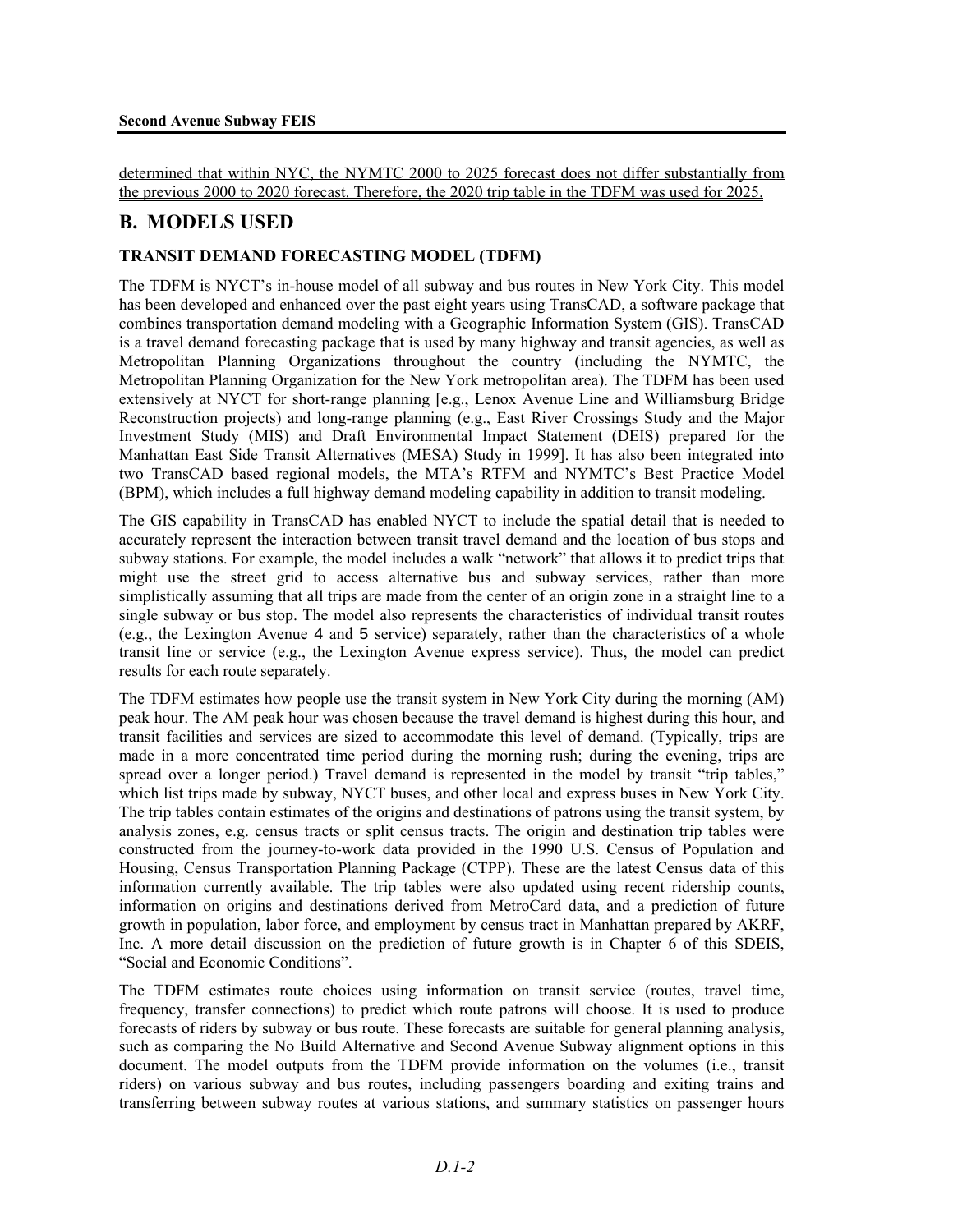determined that within NYC, the NYMTC 2000 to 2025 forecast does not differ substantially from the previous 2000 to 2020 forecast. Therefore, the 2020 trip table in the TDFM was used for 2025.

## B. MODELS USED

### TRANSIT DEMAND FORECASTING MODEL (TDFM)

The TDFM is NYCT's in-house model of all subway and bus routes in New York City. This model has been developed and enhanced over the past eight years using TransCAD, a software package that combines transportation demand modeling with a Geographic Information System (GIS). TransCAD is a travel demand forecasting package that is used by many highway and transit agencies, as well as Metropolitan Planning Organizations throughout the country (including the NYMTC, the Metropolitan Planning Organization for the New York metropolitan area). The TDFM has been used extensively at NYCT for short-range planning [e.g., Lenox Avenue Line and Williamsburg Bridge Reconstruction projects) and long-range planning (e.g., East River Crossings Study and the Major Investment Study (MIS) and Draft Environmental Impact Statement (DEIS) prepared for the Manhattan East Side Transit Alternatives (MESA) Study in 1999]. It has also been integrated into two TransCAD based regional models, the MTA's RTFM and NYMTC's Best Practice Model (BPM), which includes a full highway demand modeling capability in addition to transit modeling.

The GIS capability in TransCAD has enabled NYCT to include the spatial detail that is needed to accurately represent the interaction between transit travel demand and the location of bus stops and subway stations. For example, the model includes a walk "network" that allows it to predict trips that might use the street grid to access alternative bus and subway services, rather than more simplistically assuming that all trips are made from the center of an origin zone in a straight line to a single subway or bus stop. The model also represents the characteristics of individual transit routes (e.g., the Lexington Avenue 4 and 5 service) separately, rather than the characteristics of a whole transit line or service (e.g., the Lexington Avenue express service). Thus, the model can predict results for each route separately.

The TDFM estimates how people use the transit system in New York City during the morning (AM) peak hour. The AM peak hour was chosen because the travel demand is highest during this hour, and transit facilities and services are sized to accommodate this level of demand. (Typically, trips are made in a more concentrated time period during the morning rush; during the evening, trips are spread over a longer period.) Travel demand is represented in the model by transit "trip tables," which list trips made by subway, NYCT buses, and other local and express buses in New York City. The trip tables contain estimates of the origins and destinations of patrons using the transit system, by analysis zones, e.g. census tracts or split census tracts. The origin and destination trip tables were constructed from the journey-to-work data provided in the 1990 U.S. Census of Population and Housing, Census Transportation Planning Package (CTPP). These are the latest Census data of this information currently available. The trip tables were also updated using recent ridership counts, information on origins and destinations derived from MetroCard data, and a prediction of future growth in population, labor force, and employment by census tract in Manhattan prepared by AKRF, Inc. A more detail discussion on the prediction of future growth is in Chapter 6 of this SDEIS, "Social and Economic Conditions".

The TDFM estimates route choices using information on transit service (routes, travel time, frequency, transfer connections) to predict which route patrons will choose. It is used to produce forecasts of riders by subway or bus route. These forecasts are suitable for general planning analysis, such as comparing the No Build Alternative and Second Avenue Subway alignment options in this document. The model outputs from the TDFM provide information on the volumes (i.e., transit riders) on various subway and bus routes, including passengers boarding and exiting trains and transferring between subway routes at various stations, and summary statistics on passenger hours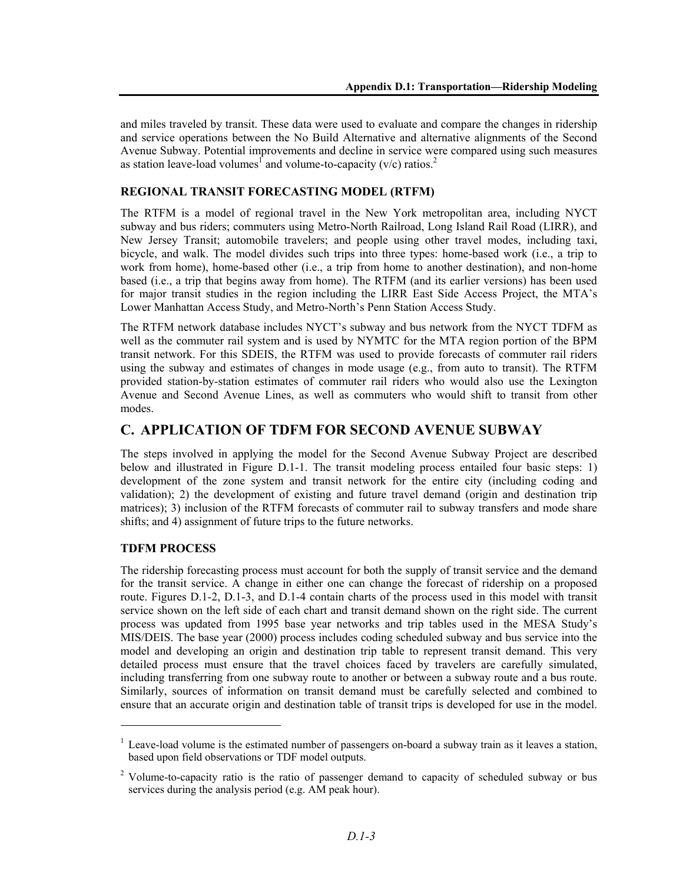and miles traveled by transit. These data were used to evaluate and compare the changes in ridership and service operations between the No Build Alternative and alternative alignments of the Second Avenue Subway. Potential improvements and decline in service were compared using such measures as station leave-load volumes[1] and volume-to-capacity (v/c) ratios.[2]

### REGIONAL TRANSIT FORECASTING MODEL (RTFM)

The RTFM is a model of regional travel in the New York metropolitan area, including NYCT subway and bus riders; commuters using Metro-North Railroad, Long Island Rail Road (LIRR), and New Jersey Transit; automobile travelers; and people using other travel modes, including taxi, bicycle, and walk. The model divides such trips into three types: home-based work (i.e., a trip to work from home), home-based other (i.e., a trip from home to another destination), and non-home based (i.e., a trip that begins away from home). The RTFM (and its earlier versions) has been used for major transit studies in the region including the LIRR East Side Access Project, the MTA's Lower Manhattan Access Study, and Metro-North's Penn Station Access Study.

The RTFM network database includes NYCT's subway and bus network from the NYCT TDFM as well as the commuter rail system and is used by NYMTC for the MTA region portion of the BPM transit network. For this SDEIS, the RTFM was used to provide forecasts of commuter rail riders using the subway and estimates of changes in mode usage (e.g., from auto to transit). The RTFM provided station-by-station estimates of commuter rail riders who would also use the Lexington Avenue and Second Avenue Lines, as well as commuters who would shift to transit from other modes.

## C. APPLICATION OF TDFM FOR SECOND AVENUE SUBWAY

The steps involved in applying the model for the Second Avenue Subway Project are described below and illustrated in Figure D.1-1. The transit modeling process entailed four basic steps: 1) development of the zone system and transit network for the entire city (including coding and validation); 2) the development of existing and future travel demand (origin and destination trip matrices); 3) inclusion of the RTFM forecasts of commuter rail to subway transfers and mode share shifts; and 4) assignment of future trips to the future networks.

### TDFM PROCESS

The ridership forecasting process must account for both the supply of transit service and the demand for the transit service. A change in either one can change the forecast of ridership on a proposed route. Figures D.1-2, D.1-3, and D.1-4 contain charts of the process used in this model with transit service shown on the left side of each chart and transit demand shown on the right side. The current process was updated from 1995 base year networks and trip tables used in the MESA Study's MIS/DEIS. The base year (2000) process includes coding scheduled subway and bus service into the model and developing an origin and destination trip table to represent transit demand. This very detailed process must ensure that the travel choices faced by travelers are carefully simulated, including transferring from one subway route to another or between a subway route and a bus route. Similarly, sources of information on transit demand must be carefully selected and combined to ensure that an accurate origin and destination table of transit trips is developed for use in the model.

---

[1] Leave-load volume is the estimated number of passengers on-board a subway train as it leaves a station, based upon field observations or TDF model outputs.

[2] Volume-to-capacity ratio is the ratio of passenger demand to capacity of scheduled subway or bus services during the analysis period (e.g. AM peak hour).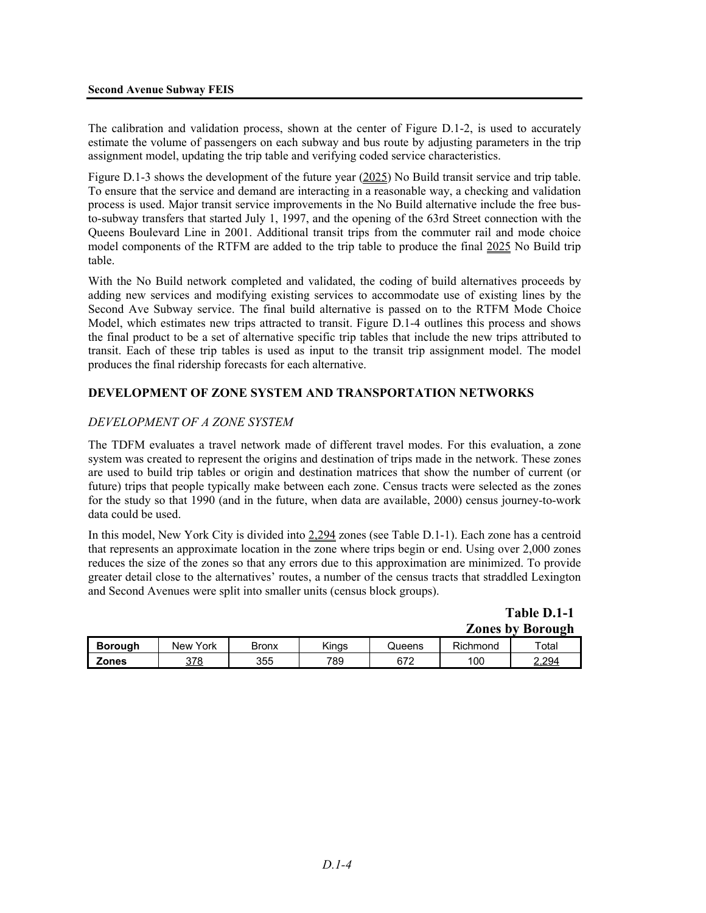The calibration and validation process, shown at the center of Figure D.1-2, is used to accurately estimate the volume of passengers on each subway and bus route by adjusting parameters in the trip assignment model, updating the trip table and verifying coded service characteristics.

Figure D.1-3 shows the development of the future year (2025) No Build transit service and trip table. To ensure that the service and demand are interacting in a reasonable way, a checking and validation process is used. Major transit service improvements in the No Build alternative include the free bus-to-subway transfers that started July 1, 1997, and the opening of the 63rd Street connection with the Queens Boulevard Line in 2001. Additional transit trips from the commuter rail and mode choice model components of the RTFM are added to the trip table to produce the final 2025 No Build trip table.

With the No Build network completed and validated, the coding of build alternatives proceeds by adding new services and modifying existing services to accommodate use of existing lines by the Second Ave Subway service. The final build alternative is passed on to the RTFM Mode Choice Model, which estimates new trips attracted to transit. Figure D.1-4 outlines this process and shows the final product to be a set of alternative specific trip tables that include the new trips attributed to transit. Each of these trip tables is used as input to the transit trip assignment model. The model produces the final ridership forecasts for each alternative.

## DEVELOPMENT OF ZONE SYSTEM AND TRANSPORTATION NETWORKS

### *DEVELOPMENT OF A ZONE SYSTEM*

The TDFM evaluates a travel network made of different travel modes. For this evaluation, a zone system was created to represent the origins and destination of trips made in the network. These zones are used to build trip tables or origin and destination matrices that show the number of current (or future) trips that people typically make between each zone. Census tracts were selected as the zones for the study so that 1990 (and in the future, when data are available, 2000) census journey-to-work data could be used.

In this model, New York City is divided into 2,294 zones (see Table D.1-1). Each zone has a centroid that represents an approximate location in the zone where trips begin or end. Using over 2,000 zones reduces the size of the zones so that any errors due to this approximation are minimized. To provide greater detail close to the alternatives' routes, a number of the census tracts that straddled Lexington and Second Avenues were split into smaller units (census block groups).

**Table D.1-1**
**Zones by Borough**

| Borough | New York | Bronx | Kings | Queens | Richmond | Total |
|---|---|---|---|---|---|---|
| **Zones** | 378 | 355 | 789 | 672 | 100 | 2,294 |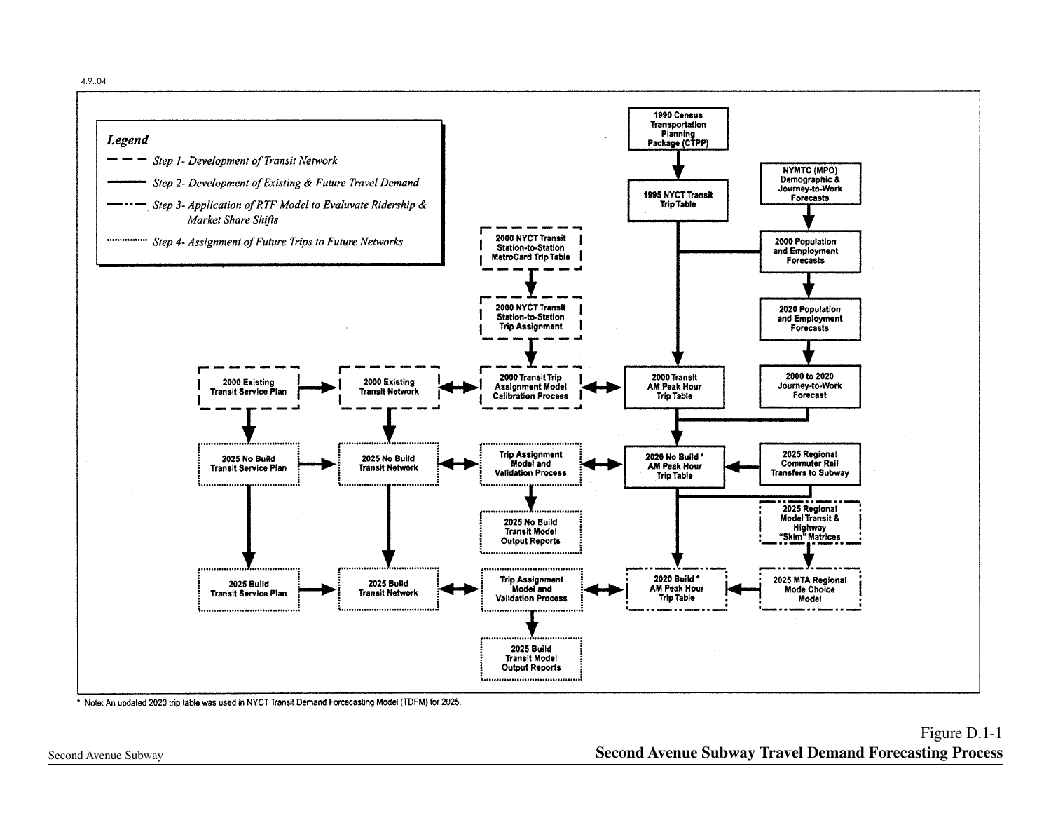4.9..04

**Legend**

- - - Step 1- Development of Transit Network
——— Step 2- Development of Existing & Future Travel Demand
—·—· Step 3- Application of RTF Model to Evaluvate Ridership & Market Share Shifts
········ Step 4- Assignment of Future Trips to Future Networks

- 1990 Census Transportation Planning Package (CTPP)
- 1995 NYCT Transit Trip Table
- NYMTC (MPO) Demographic & Journey-to-Work Forecasts
- 2000 Population and Employment Forecasts
- 2020 Population and Employment Forecasts
- 2000 to 2020 Journey-to-Work Forecast
- 2000 NYCT Transit Station-to-Station MetroCard Trip Table
- 2000 NYCT Transit Station-to-Station Trip Assignment
- 2000 Existing Transit Service Plan
- 2000 Existing Transit Network
- 2000 Transit Trip Assignment Model Calibration Process
- 2000 Transit AM Peak Hour Trip Table
- 2025 No Build Transit Service Plan
- 2025 No Build Transit Network
- Trip Assignment Model and Validation Process
- 2020 No Build * AM Peak Hour Trip Table
- 2025 Regional Commuter Rail Transfers to Subway
- 2025 No Build Transit Model Output Reports
- 2025 Regional Model Transit & Highway "Skim" Matrices
- 2025 Build Transit Service Plan
- 2025 Build Transit Network
- Trip Assignment Model and Validation Process
- 2020 Build * AM Peak Hour Trip Table
- 2025 MTA Regional Mode Choice Model
- 2025 Build Transit Model Output Reports

\* Note: An updated 2020 trip table was used in NYCT Transit Demand Forcecasting Model (TDFM) for 2025.

Figure D.1-1
**Second Avenue Subway Travel Demand Forecasting Process**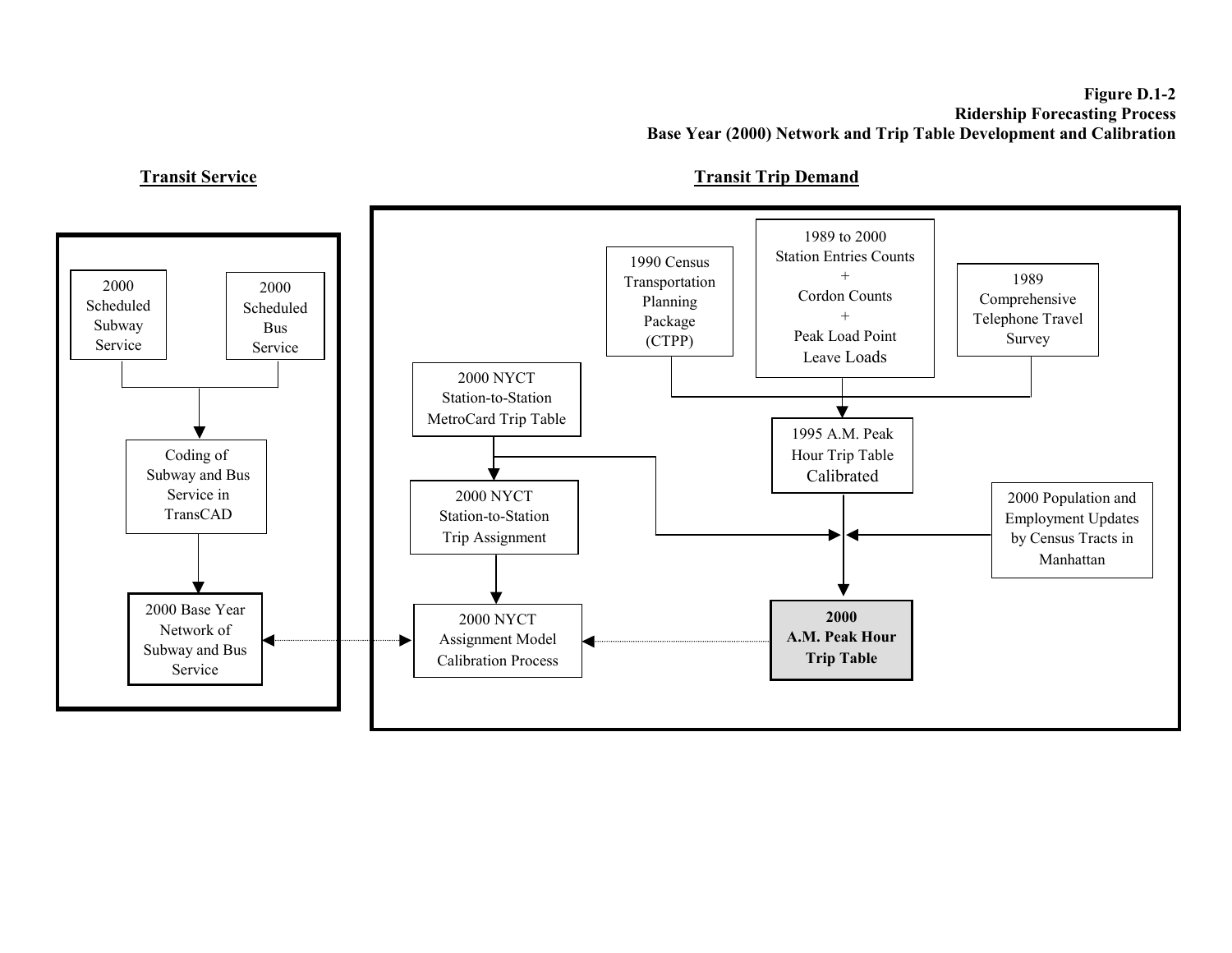**Figure D.1-2**
**Ridership Forecasting Process**
**Base Year (2000) Network and Trip Table Development and Calibration**

**Transit Service**

2000 Scheduled Subway Service

2000 Scheduled Bus Service

Coding of Subway and Bus Service in TransCAD

2000 Base Year Network of Subway and Bus Service

**Transit Trip Demand**

1990 Census Transportation Planning Package (CTPP)

1989 to 2000 Station Entries Counts + Cordon Counts + Peak Load Point Leave Loads

1989 Comprehensive Telephone Travel Survey

2000 NYCT Station-to-Station MetroCard Trip Table

1995 A.M. Peak Hour Trip Table Calibrated

2000 NYCT Station-to-Station Trip Assignment

2000 Population and Employment Updates by Census Tracts in Manhattan

2000 NYCT Assignment Model Calibration Process

**2000 A.M. Peak Hour Trip Table**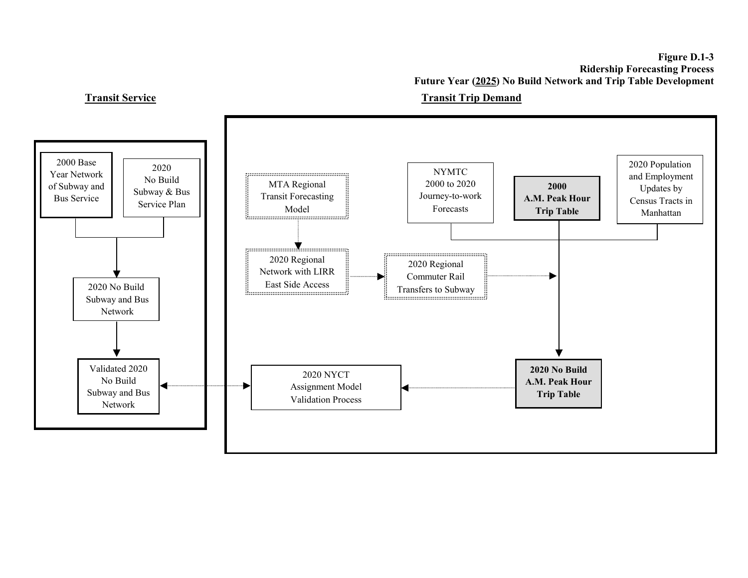**Figure D.1-3**
**Ridership Forecasting Process**
**Future Year (2025) No Build Network and Trip Table Development**

**Transit Service**

2000 Base Year Network of Subway and Bus Service

2020 No Build Subway & Bus Service Plan

2020 No Build Subway and Bus Network

Validated 2020 No Build Subway and Bus Network

**Transit Trip Demand**

MTA Regional Transit Forecasting Model

2020 Regional Network with LIRR East Side Access

2020 Regional Commuter Rail Transfers to Subway

NYMTC 2000 to 2020 Journey-to-work Forecasts

**2000 A.M. Peak Hour Trip Table**

2020 Population and Employment Updates by Census Tracts in Manhattan

**2020 No Build A.M. Peak Hour Trip Table**

2020 NYCT Assignment Model Validation Process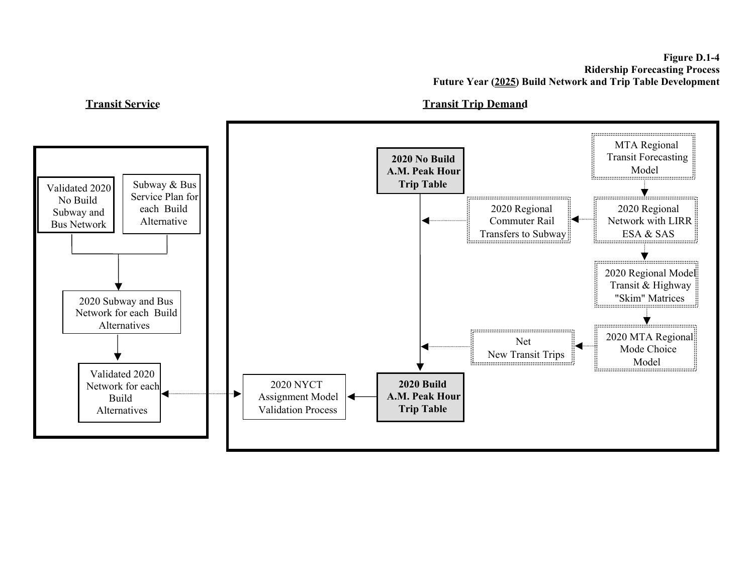**Figure D.1-4**
**Ridership Forecasting Process**
**Future Year (2025) Build Network and Trip Table Development**

**Transit Service**

- Validated 2020 No Build Subway and Bus Network
- Subway & Bus Service Plan for each Build Alternative
- 2020 Subway and Bus Network for each Build Alternatives
- Validated 2020 Network for each Build Alternatives

**Transit Trip Demand**

- **2020 No Build A.M. Peak Hour Trip Table**
- MTA Regional Transit Forecasting Model
- 2020 Regional Network with LIRR ESA & SAS
- 2020 Regional Commuter Rail Transfers to Subway
- 2020 Regional Model Transit & Highway "Skim" Matrices
- 2020 MTA Regional Mode Choice Model
- Net New Transit Trips
- **2020 Build A.M. Peak Hour Trip Table**
- 2020 NYCT Assignment Model Validation Process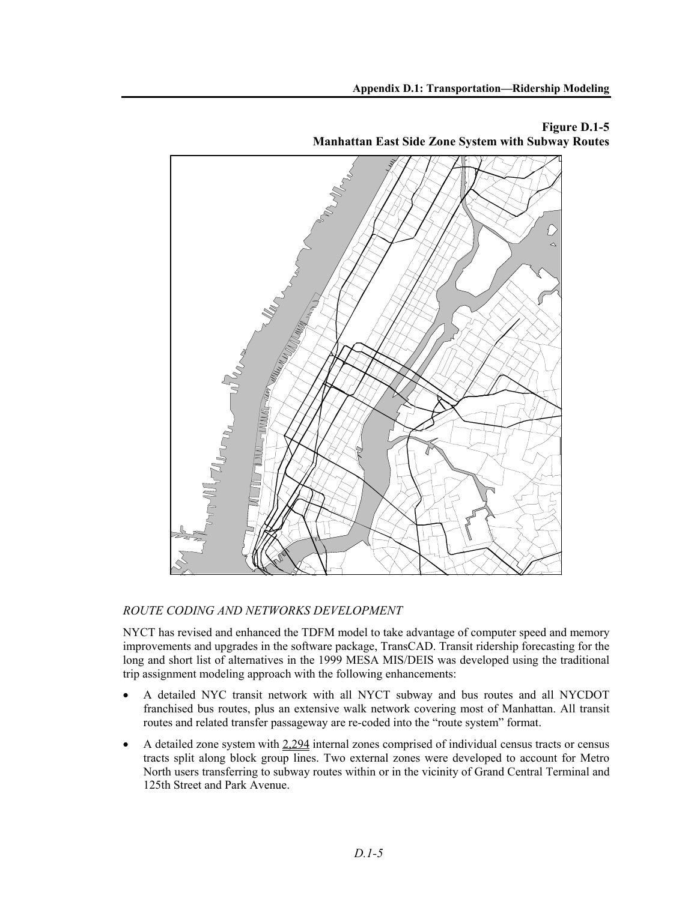**Figure D.1-5**
**Manhattan East Side Zone System with Subway Routes**

*ROUTE CODING AND NETWORKS DEVELOPMENT*

NYCT has revised and enhanced the TDFM model to take advantage of computer speed and memory improvements and upgrades in the software package, TransCAD. Transit ridership forecasting for the long and short list of alternatives in the 1999 MESA MIS/DEIS was developed using the traditional trip assignment modeling approach with the following enhancements:

- A detailed NYC transit network with all NYCT subway and bus routes and all NYCDOT franchised bus routes, plus an extensive walk network covering most of Manhattan. All transit routes and related transfer passageway are re-coded into the "route system" format.
- A detailed zone system with 2,294 internal zones comprised of individual census tracts or census tracts split along block group lines. Two external zones were developed to account for Metro North users transferring to subway routes within or in the vicinity of Grand Central Terminal and 125th Street and Park Avenue.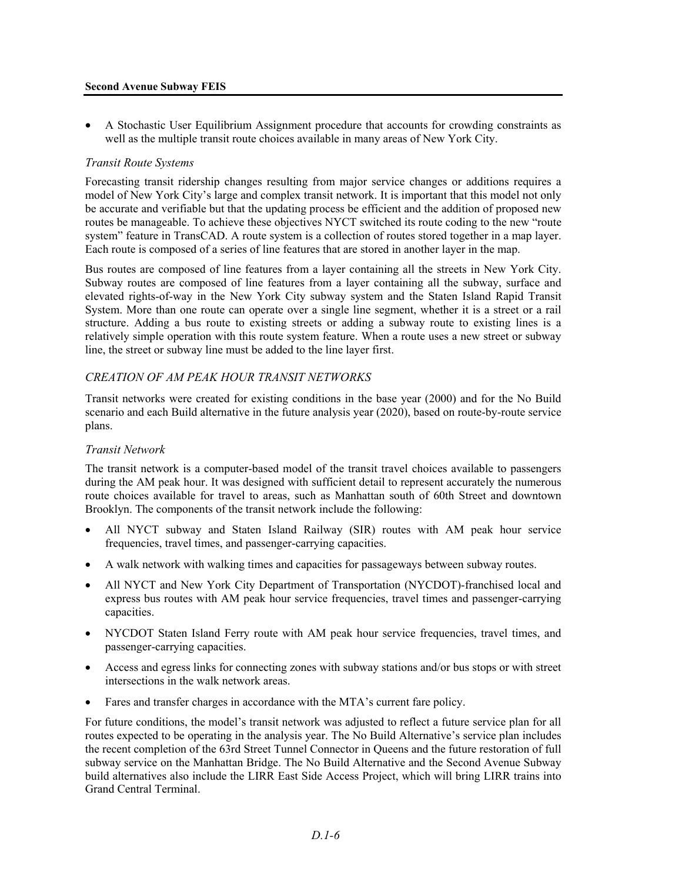- A Stochastic User Equilibrium Assignment procedure that accounts for crowding constraints as well as the multiple transit route choices available in many areas of New York City.

*Transit Route Systems*

Forecasting transit ridership changes resulting from major service changes or additions requires a model of New York City's large and complex transit network. It is important that this model not only be accurate and verifiable but that the updating process be efficient and the addition of proposed new routes be manageable. To achieve these objectives NYCT switched its route coding to the new "route system" feature in TransCAD. A route system is a collection of routes stored together in a map layer. Each route is composed of a series of line features that are stored in another layer in the map.

Bus routes are composed of line features from a layer containing all the streets in New York City. Subway routes are composed of line features from a layer containing all the subway, surface and elevated rights-of-way in the New York City subway system and the Staten Island Rapid Transit System. More than one route can operate over a single line segment, whether it is a street or a rail structure. Adding a bus route to existing streets or adding a subway route to existing lines is a relatively simple operation with this route system feature. When a route uses a new street or subway line, the street or subway line must be added to the line layer first.

*CREATION OF AM PEAK HOUR TRANSIT NETWORKS*

Transit networks were created for existing conditions in the base year (2000) and for the No Build scenario and each Build alternative in the future analysis year (2020), based on route-by-route service plans.

*Transit Network*

The transit network is a computer-based model of the transit travel choices available to passengers during the AM peak hour. It was designed with sufficient detail to represent accurately the numerous route choices available for travel to areas, such as Manhattan south of 60th Street and downtown Brooklyn. The components of the transit network include the following:

- All NYCT subway and Staten Island Railway (SIR) routes with AM peak hour service frequencies, travel times, and passenger-carrying capacities.
- A walk network with walking times and capacities for passageways between subway routes.
- All NYCT and New York City Department of Transportation (NYCDOT)-franchised local and express bus routes with AM peak hour service frequencies, travel times and passenger-carrying capacities.
- NYCDOT Staten Island Ferry route with AM peak hour service frequencies, travel times, and passenger-carrying capacities.
- Access and egress links for connecting zones with subway stations and/or bus stops or with street intersections in the walk network areas.
- Fares and transfer charges in accordance with the MTA's current fare policy.

For future conditions, the model's transit network was adjusted to reflect a future service plan for all routes expected to be operating in the analysis year. The No Build Alternative's service plan includes the recent completion of the 63rd Street Tunnel Connector in Queens and the future restoration of full subway service on the Manhattan Bridge. The No Build Alternative and the Second Avenue Subway build alternatives also include the LIRR East Side Access Project, which will bring LIRR trains into Grand Central Terminal.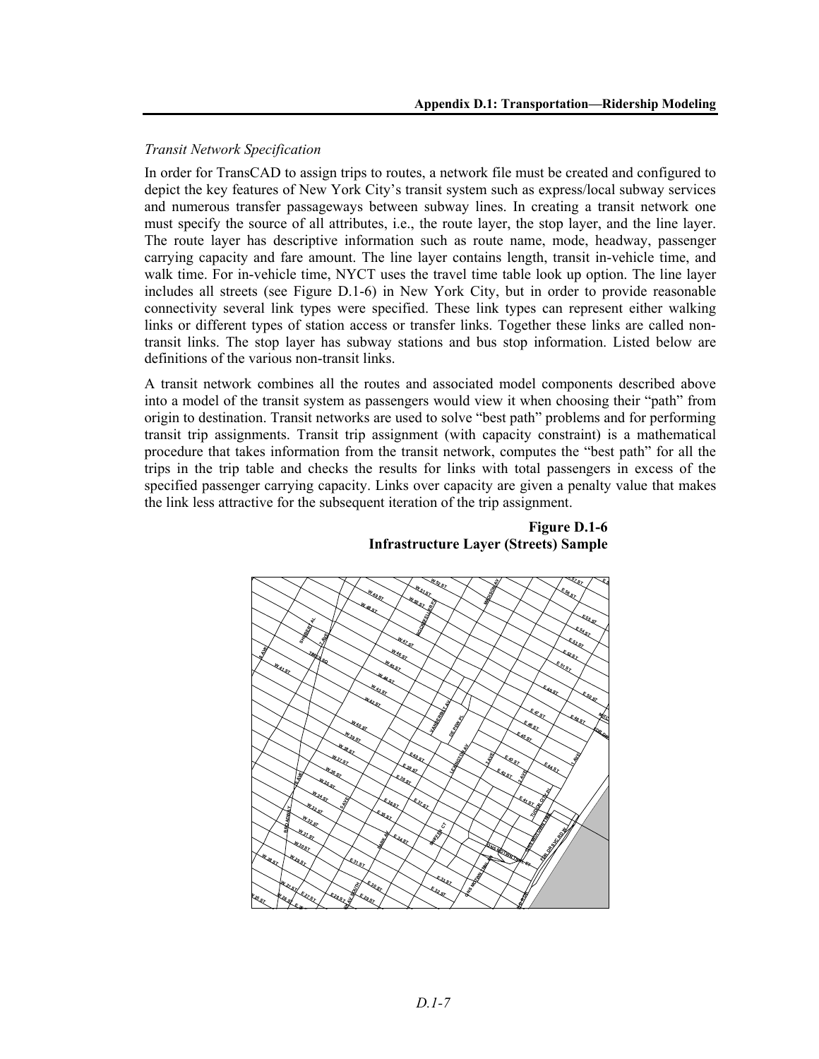*Transit Network Specification*

In order for TransCAD to assign trips to routes, a network file must be created and configured to depict the key features of New York City's transit system such as express/local subway services and numerous transfer passageways between subway lines. In creating a transit network one must specify the source of all attributes, i.e., the route layer, the stop layer, and the line layer. The route layer has descriptive information such as route name, mode, headway, passenger carrying capacity and fare amount. The line layer contains length, transit in-vehicle time, and walk time. For in-vehicle time, NYCT uses the travel time table look up option. The line layer includes all streets (see Figure D.1-6) in New York City, but in order to provide reasonable connectivity several link types were specified. These link types can represent either walking links or different types of station access or transfer links. Together these links are called non-transit links. The stop layer has subway stations and bus stop information. Listed below are definitions of the various non-transit links.

A transit network combines all the routes and associated model components described above into a model of the transit system as passengers would view it when choosing their "path" from origin to destination. Transit networks are used to solve "best path" problems and for performing transit trip assignments. Transit trip assignment (with capacity constraint) is a mathematical procedure that takes information from the transit network, computes the "best path" for all the trips in the trip table and checks the results for links with total passengers in excess of the specified passenger carrying capacity. Links over capacity are given a penalty value that makes the link less attractive for the subsequent iteration of the trip assignment.

**Figure D.1-6**
**Infrastructure Layer (Streets) Sample**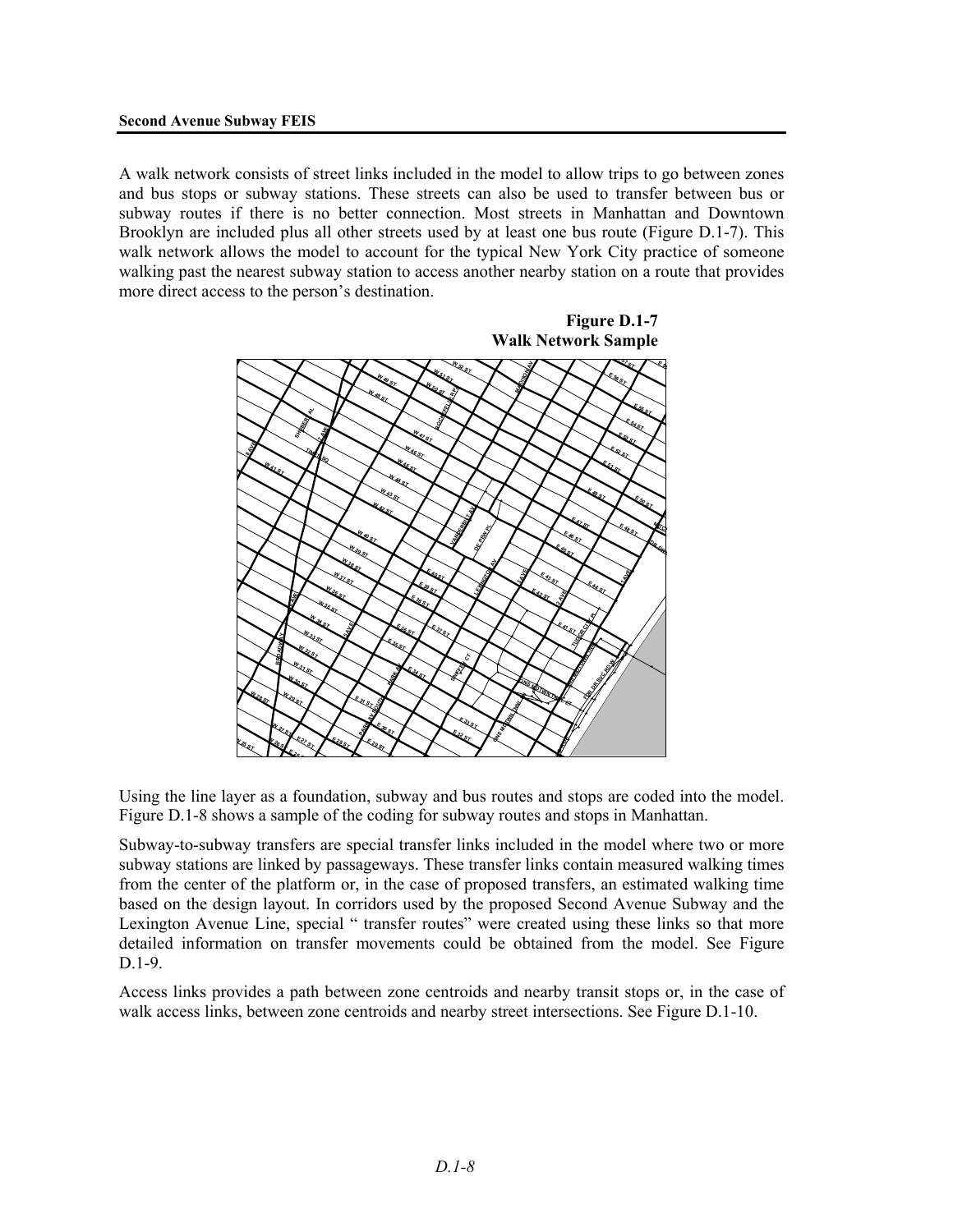A walk network consists of street links included in the model to allow trips to go between zones and bus stops or subway stations. These streets can also be used to transfer between bus or subway routes if there is no better connection. Most streets in Manhattan and Downtown Brooklyn are included plus all other streets used by at least one bus route (Figure D.1-7). This walk network allows the model to account for the typical New York City practice of someone walking past the nearest subway station to access another nearby station on a route that provides more direct access to the person's destination.

**Figure D.1-7**
**Walk Network Sample**

Using the line layer as a foundation, subway and bus routes and stops are coded into the model. Figure D.1-8 shows a sample of the coding for subway routes and stops in Manhattan.

Subway-to-subway transfers are special transfer links included in the model where two or more subway stations are linked by passageways. These transfer links contain measured walking times from the center of the platform or, in the case of proposed transfers, an estimated walking time based on the design layout. In corridors used by the proposed Second Avenue Subway and the Lexington Avenue Line, special " transfer routes" were created using these links so that more detailed information on transfer movements could be obtained from the model. See Figure D.1-9.

Access links provides a path between zone centroids and nearby transit stops or, in the case of walk access links, between zone centroids and nearby street intersections. See Figure D.1-10.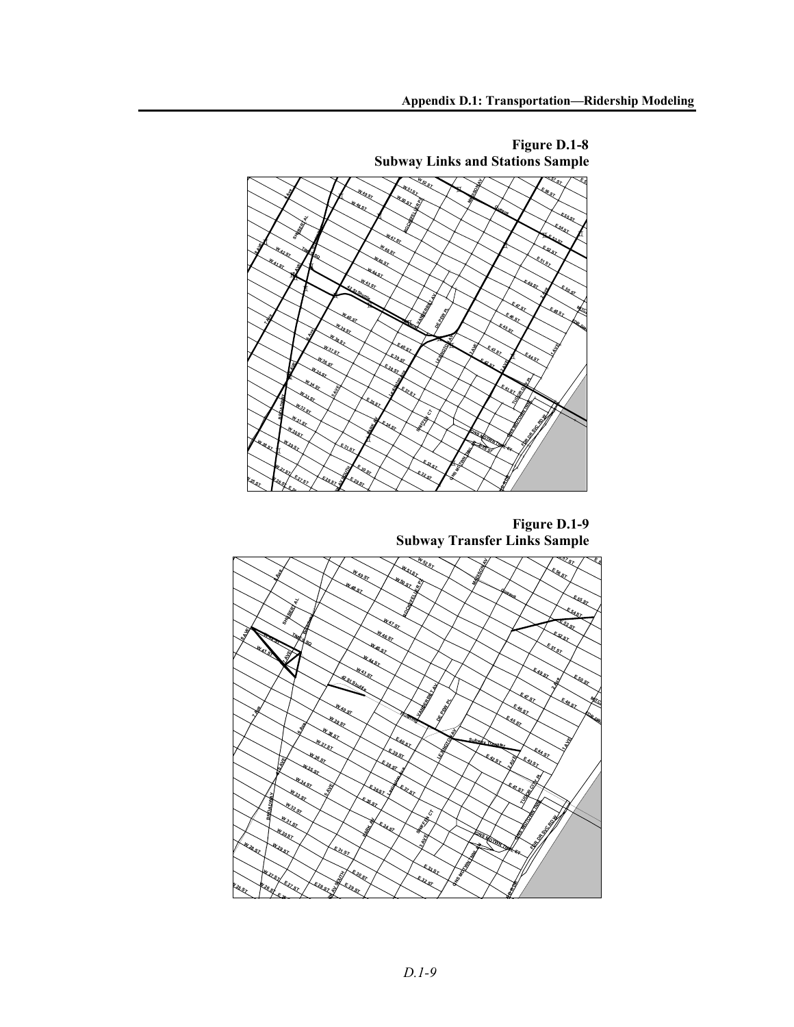**Figure D.1-8**
**Subway Links and Stations Sample**

**Figure D.1-9**
**Subway Transfer Links Sample**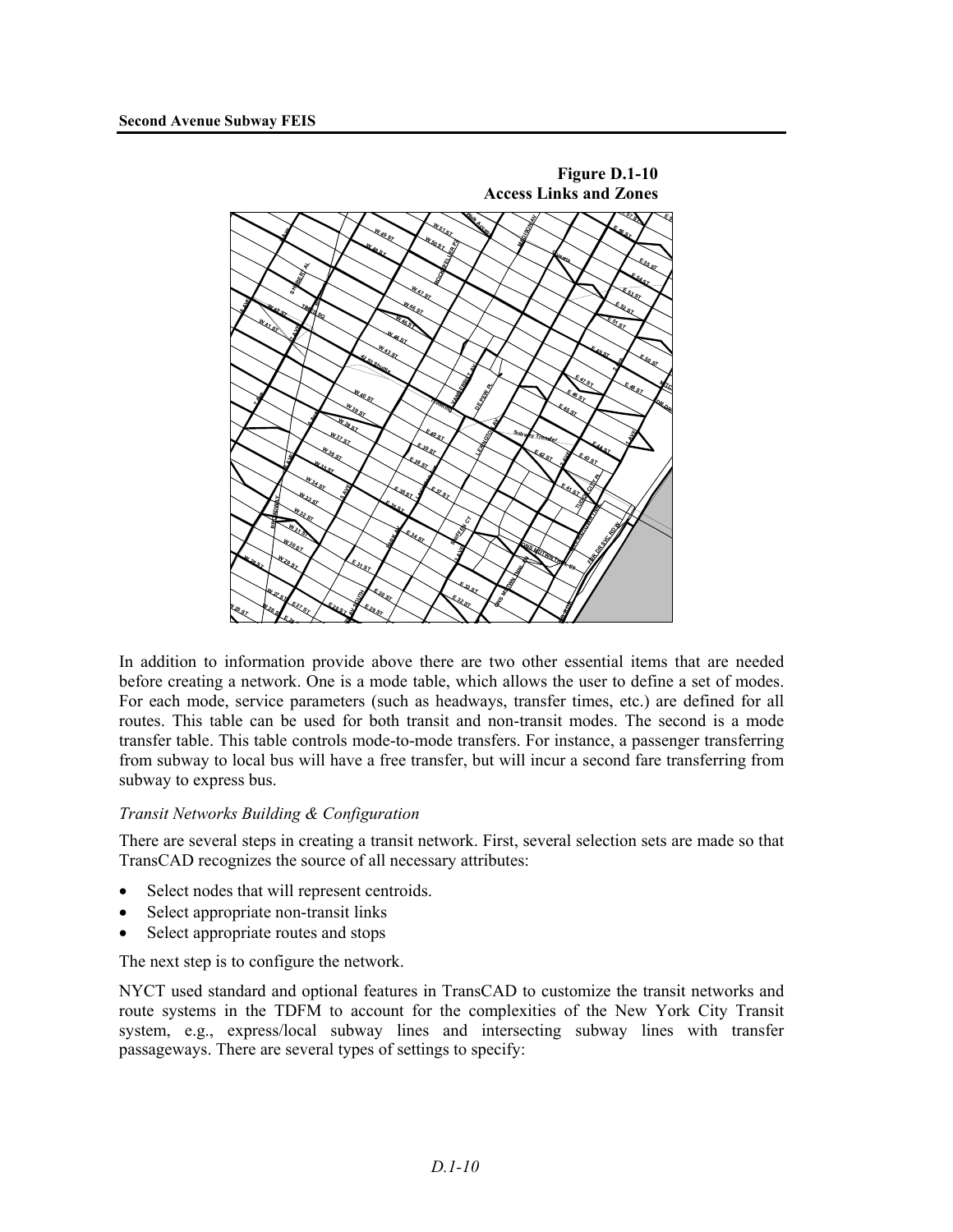**Figure D.1-10**
**Access Links and Zones**

In addition to information provide above there are two other essential items that are needed before creating a network. One is a mode table, which allows the user to define a set of modes. For each mode, service parameters (such as headways, transfer times, etc.) are defined for all routes. This table can be used for both transit and non-transit modes. The second is a mode transfer table. This table controls mode-to-mode transfers. For instance, a passenger transferring from subway to local bus will have a free transfer, but will incur a second fare transferring from subway to express bus.

*Transit Networks Building & Configuration*

There are several steps in creating a transit network. First, several selection sets are made so that TransCAD recognizes the source of all necessary attributes:

- Select nodes that will represent centroids.
- Select appropriate non-transit links
- Select appropriate routes and stops

The next step is to configure the network.

NYCT used standard and optional features in TransCAD to customize the transit networks and route systems in the TDFM to account for the complexities of the New York City Transit system, e.g., express/local subway lines and intersecting subway lines with transfer passageways. There are several types of settings to specify: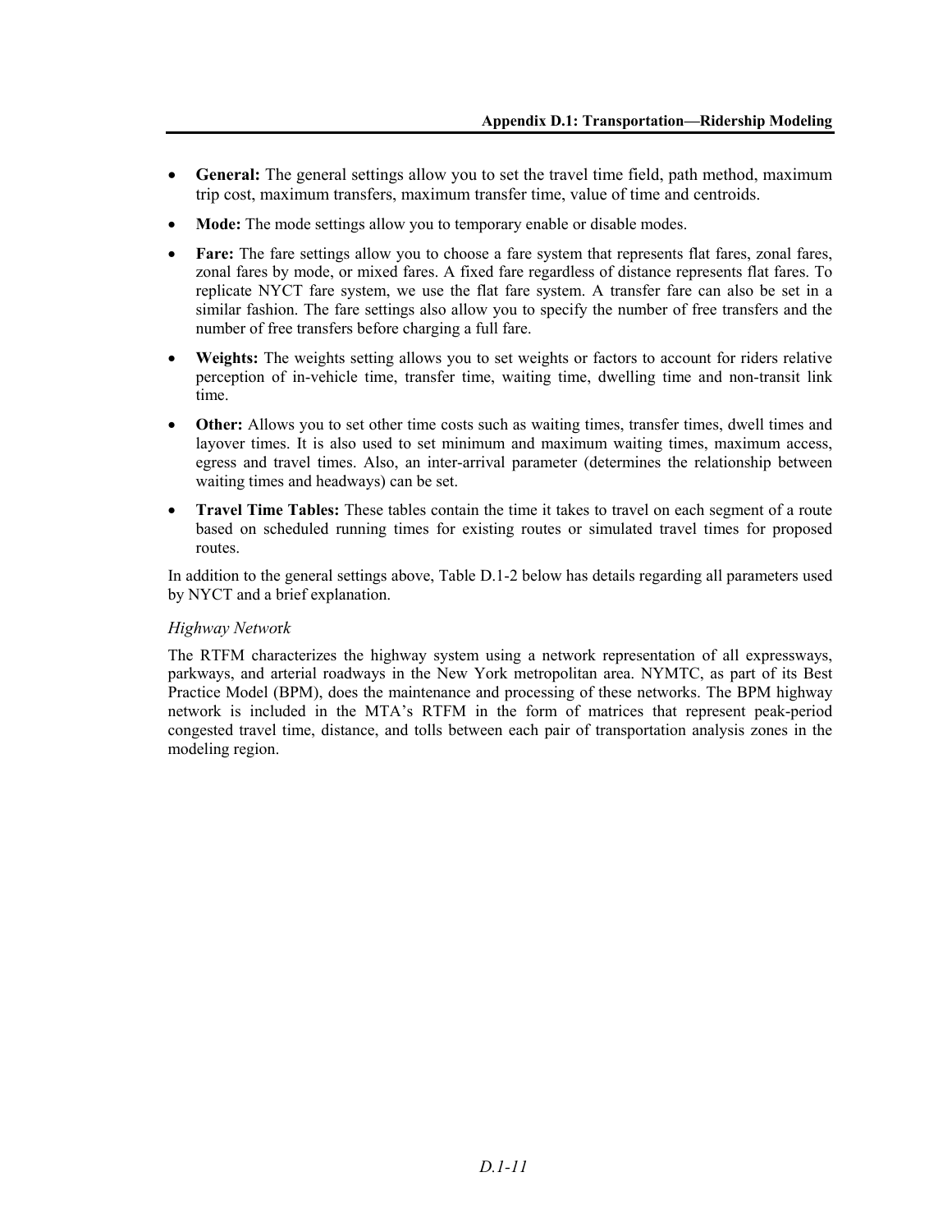- **General:** The general settings allow you to set the travel time field, path method, maximum trip cost, maximum transfers, maximum transfer time, value of time and centroids.
- **Mode:** The mode settings allow you to temporary enable or disable modes.
- **Fare:** The fare settings allow you to choose a fare system that represents flat fares, zonal fares, zonal fares by mode, or mixed fares. A fixed fare regardless of distance represents flat fares. To replicate NYCT fare system, we use the flat fare system. A transfer fare can also be set in a similar fashion. The fare settings also allow you to specify the number of free transfers and the number of free transfers before charging a full fare.
- **Weights:** The weights setting allows you to set weights or factors to account for riders relative perception of in-vehicle time, transfer time, waiting time, dwelling time and non-transit link time.
- **Other:** Allows you to set other time costs such as waiting times, transfer times, dwell times and layover times. It is also used to set minimum and maximum waiting times, maximum access, egress and travel times. Also, an inter-arrival parameter (determines the relationship between waiting times and headways) can be set.
- **Travel Time Tables:** These tables contain the time it takes to travel on each segment of a route based on scheduled running times for existing routes or simulated travel times for proposed routes.

In addition to the general settings above, Table D.1-2 below has details regarding all parameters used by NYCT and a brief explanation.

*Highway Network*

The RTFM characterizes the highway system using a network representation of all expressways, parkways, and arterial roadways in the New York metropolitan area. NYMTC, as part of its Best Practice Model (BPM), does the maintenance and processing of these networks. The BPM highway network is included in the MTA's RTFM in the form of matrices that represent peak-period congested travel time, distance, and tolls between each pair of transportation analysis zones in the modeling region.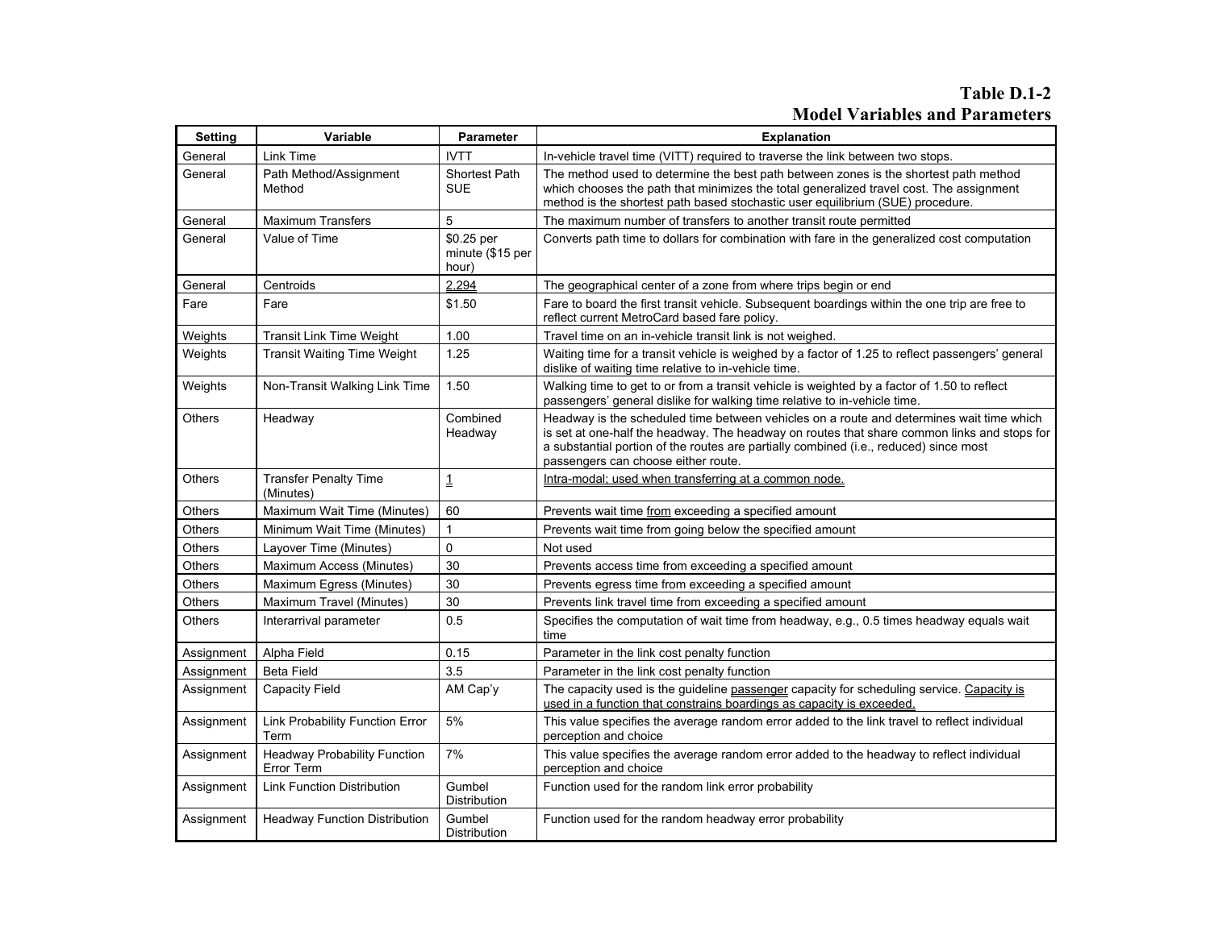# Table D.1-2
## Model Variables and Parameters

| Setting | Variable | Parameter | Explanation |
|---|---|---|---|
| General | Link Time | IVTT | In-vehicle travel time (VITT) required to traverse the link between two stops. |
| General | Path Method/Assignment Method | Shortest Path SUE | The method used to determine the best path between zones is the shortest path method which chooses the path that minimizes the total generalized travel cost. The assignment method is the shortest path based stochastic user equilibrium (SUE) procedure. |
| General | Maximum Transfers | 5 | The maximum number of transfers to another transit route permitted |
| General | Value of Time | $0.25 per minute ($15 per hour) | Converts path time to dollars for combination with fare in the generalized cost computation |
| General | Centroids | 2,294 | The geographical center of a zone from where trips begin or end |
| Fare | Fare | $1.50 | Fare to board the first transit vehicle. Subsequent boardings within the one trip are free to reflect current MetroCard based fare policy. |
| Weights | Transit Link Time Weight | 1.00 | Travel time on an in-vehicle transit link is not weighed. |
| Weights | Transit Waiting Time Weight | 1.25 | Waiting time for a transit vehicle is weighed by a factor of 1.25 to reflect passengers' general dislike of waiting time relative to in-vehicle time. |
| Weights | Non-Transit Walking Link Time | 1.50 | Walking time to get to or from a transit vehicle is weighted by a factor of 1.50 to reflect passengers' general dislike for walking time relative to in-vehicle time. |
| Others | Headway | Combined Headway | Headway is the scheduled time between vehicles on a route and determines wait time which is set at one-half the headway. The headway on routes that share common links and stops for a substantial portion of the routes are partially combined (i.e., reduced) since most passengers can choose either route. |
| Others | Transfer Penalty Time (Minutes) | 1 | Intra-modal; used when transferring at a common node. |
| Others | Maximum Wait Time (Minutes) | 60 | Prevents wait time from exceeding a specified amount |
| Others | Minimum Wait Time (Minutes) | 1 | Prevents wait time from going below the specified amount |
| Others | Layover Time (Minutes) | 0 | Not used |
| Others | Maximum Access (Minutes) | 30 | Prevents access time from exceeding a specified amount |
| Others | Maximum Egress (Minutes) | 30 | Prevents egress time from exceeding a specified amount |
| Others | Maximum Travel (Minutes) | 30 | Prevents link travel time from exceeding a specified amount |
| Others | Interarrival parameter | 0.5 | Specifies the computation of wait time from headway, e.g., 0.5 times headway equals wait time |
| Assignment | Alpha Field | 0.15 | Parameter in the link cost penalty function |
| Assignment | Beta Field | 3.5 | Parameter in the link cost penalty function |
| Assignment | Capacity Field | AM Cap'y | The capacity used is the guideline passenger capacity for scheduling service. Capacity is used in a function that constrains boardings as capacity is exceeded. |
| Assignment | Link Probability Function Error Term | 5% | This value specifies the average random error added to the link travel to reflect individual perception and choice |
| Assignment | Headway Probability Function Error Term | 7% | This value specifies the average random error added to the headway to reflect individual perception and choice |
| Assignment | Link Function Distribution | Gumbel Distribution | Function used for the random link error probability |
| Assignment | Headway Function Distribution | Gumbel Distribution | Function used for the random headway error probability |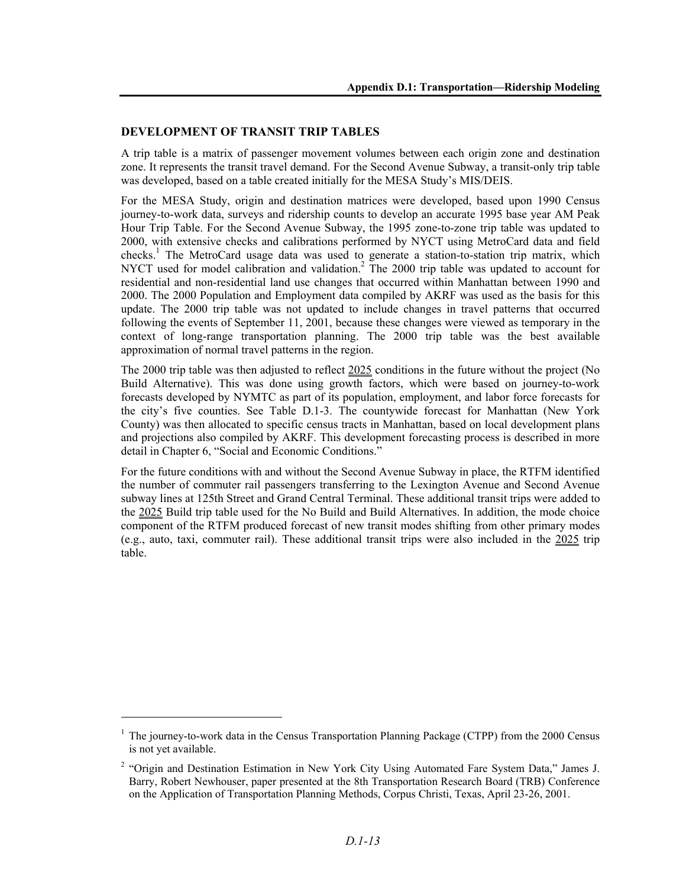## DEVELOPMENT OF TRANSIT TRIP TABLES

A trip table is a matrix of passenger movement volumes between each origin zone and destination zone. It represents the transit travel demand. For the Second Avenue Subway, a transit-only trip table was developed, based on a table created initially for the MESA Study's MIS/DEIS.

For the MESA Study, origin and destination matrices were developed, based upon 1990 Census journey-to-work data, surveys and ridership counts to develop an accurate 1995 base year AM Peak Hour Trip Table. For the Second Avenue Subway, the 1995 zone-to-zone trip table was updated to 2000, with extensive checks and calibrations performed by NYCT using MetroCard data and field checks.[1] The MetroCard usage data was used to generate a station-to-station trip matrix, which NYCT used for model calibration and validation.[2] The 2000 trip table was updated to account for residential and non-residential land use changes that occurred within Manhattan between 1990 and 2000. The 2000 Population and Employment data compiled by AKRF was used as the basis for this update. The 2000 trip table was not updated to include changes in travel patterns that occurred following the events of September 11, 2001, because these changes were viewed as temporary in the context of long-range transportation planning. The 2000 trip table was the best available approximation of normal travel patterns in the region.

The 2000 trip table was then adjusted to reflect 2025 conditions in the future without the project (No Build Alternative). This was done using growth factors, which were based on journey-to-work forecasts developed by NYMTC as part of its population, employment, and labor force forecasts for the city's five counties. See Table D.1-3. The countywide forecast for Manhattan (New York County) was then allocated to specific census tracts in Manhattan, based on local development plans and projections also compiled by AKRF. This development forecasting process is described in more detail in Chapter 6, "Social and Economic Conditions."

For the future conditions with and without the Second Avenue Subway in place, the RTFM identified the number of commuter rail passengers transferring to the Lexington Avenue and Second Avenue subway lines at 125th Street and Grand Central Terminal. These additional transit trips were added to the 2025 Build trip table used for the No Build and Build Alternatives. In addition, the mode choice component of the RTFM produced forecast of new transit modes shifting from other primary modes (e.g., auto, taxi, commuter rail). These additional transit trips were also included in the 2025 trip table.

---

[1] The journey-to-work data in the Census Transportation Planning Package (CTPP) from the 2000 Census is not yet available.

[2] "Origin and Destination Estimation in New York City Using Automated Fare System Data," James J. Barry, Robert Newhouser, paper presented at the 8th Transportation Research Board (TRB) Conference on the Application of Transportation Planning Methods, Corpus Christi, Texas, April 23-26, 2001.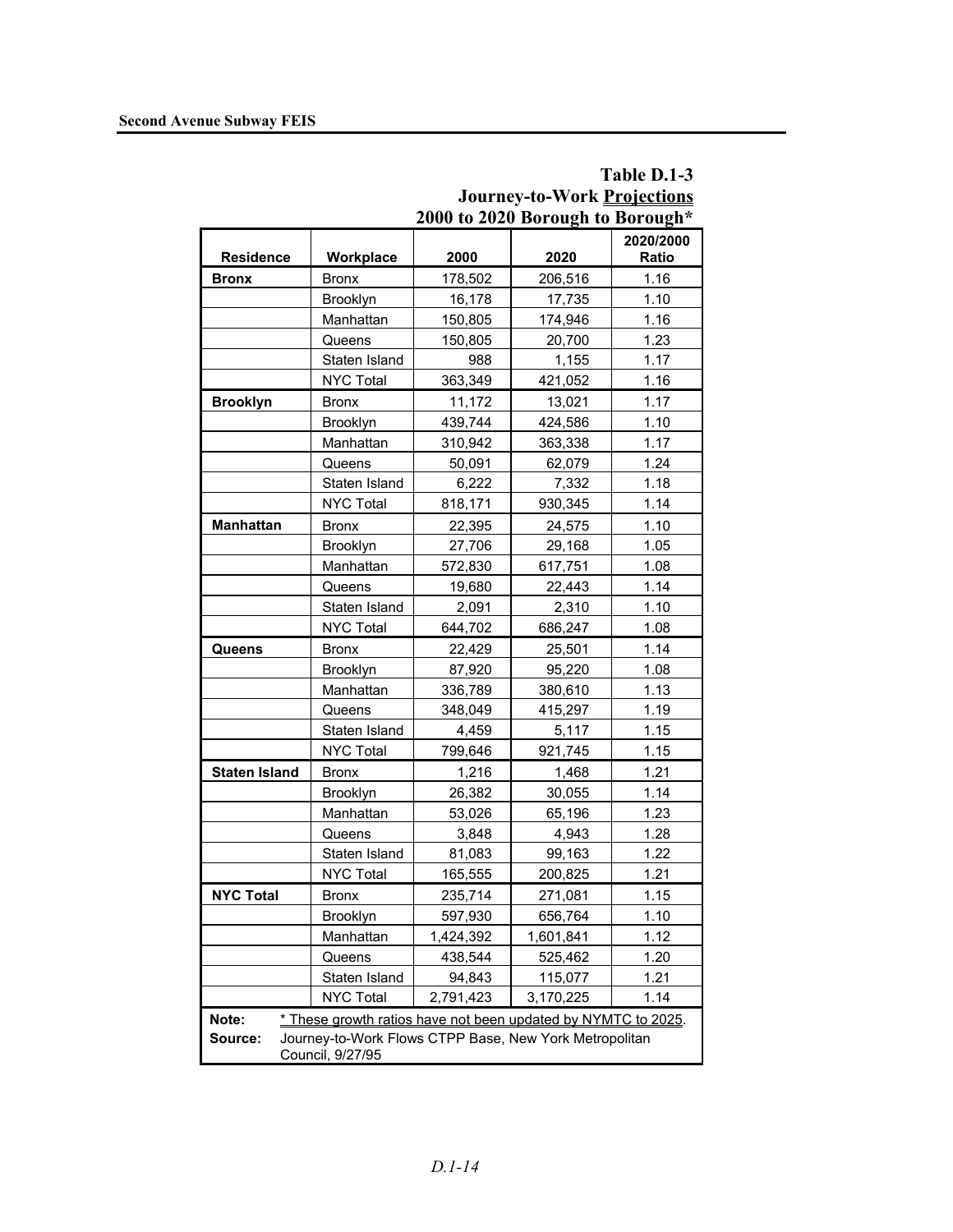**Table D.1-3**
**Journey-to-Work Projections**
**2000 to 2020 Borough to Borough***

| Residence | Workplace | 2000 | 2020 | 2020/2000 Ratio |
|---|---|---|---|---|
| **Bronx** | Bronx | 178,502 | 206,516 | 1.16 |
| | Brooklyn | 16,178 | 17,735 | 1.10 |
| | Manhattan | 150,805 | 174,946 | 1.16 |
| | Queens | 150,805 | 20,700 | 1.23 |
| | Staten Island | 988 | 1,155 | 1.17 |
| | NYC Total | 363,349 | 421,052 | 1.16 |
| **Brooklyn** | Bronx | 11,172 | 13,021 | 1.17 |
| | Brooklyn | 439,744 | 424,586 | 1.10 |
| | Manhattan | 310,942 | 363,338 | 1.17 |
| | Queens | 50,091 | 62,079 | 1.24 |
| | Staten Island | 6,222 | 7,332 | 1.18 |
| | NYC Total | 818,171 | 930,345 | 1.14 |
| **Manhattan** | Bronx | 22,395 | 24,575 | 1.10 |
| | Brooklyn | 27,706 | 29,168 | 1.05 |
| | Manhattan | 572,830 | 617,751 | 1.08 |
| | Queens | 19,680 | 22,443 | 1.14 |
| | Staten Island | 2,091 | 2,310 | 1.10 |
| | NYC Total | 644,702 | 686,247 | 1.08 |
| **Queens** | Bronx | 22,429 | 25,501 | 1.14 |
| | Brooklyn | 87,920 | 95,220 | 1.08 |
| | Manhattan | 336,789 | 380,610 | 1.13 |
| | Queens | 348,049 | 415,297 | 1.19 |
| | Staten Island | 4,459 | 5,117 | 1.15 |
| | NYC Total | 799,646 | 921,745 | 1.15 |
| **Staten Island** | Bronx | 1,216 | 1,468 | 1.21 |
| | Brooklyn | 26,382 | 30,055 | 1.14 |
| | Manhattan | 53,026 | 65,196 | 1.23 |
| | Queens | 3,848 | 4,943 | 1.28 |
| | Staten Island | 81,083 | 99,163 | 1.22 |
| | NYC Total | 165,555 | 200,825 | 1.21 |
| **NYC Total** | Bronx | 235,714 | 271,081 | 1.15 |
| | Brooklyn | 597,930 | 656,764 | 1.10 |
| | Manhattan | 1,424,392 | 1,601,841 | 1.12 |
| | Queens | 438,544 | 525,462 | 1.20 |
| | Staten Island | 94,843 | 115,077 | 1.21 |
| | NYC Total | 2,791,423 | 3,170,225 | 1.14 |

**Note:** * These growth ratios have not been updated by NYMTC to 2025.

**Source:** Journey-to-Work Flows CTPP Base, New York Metropolitan Council, 9/27/95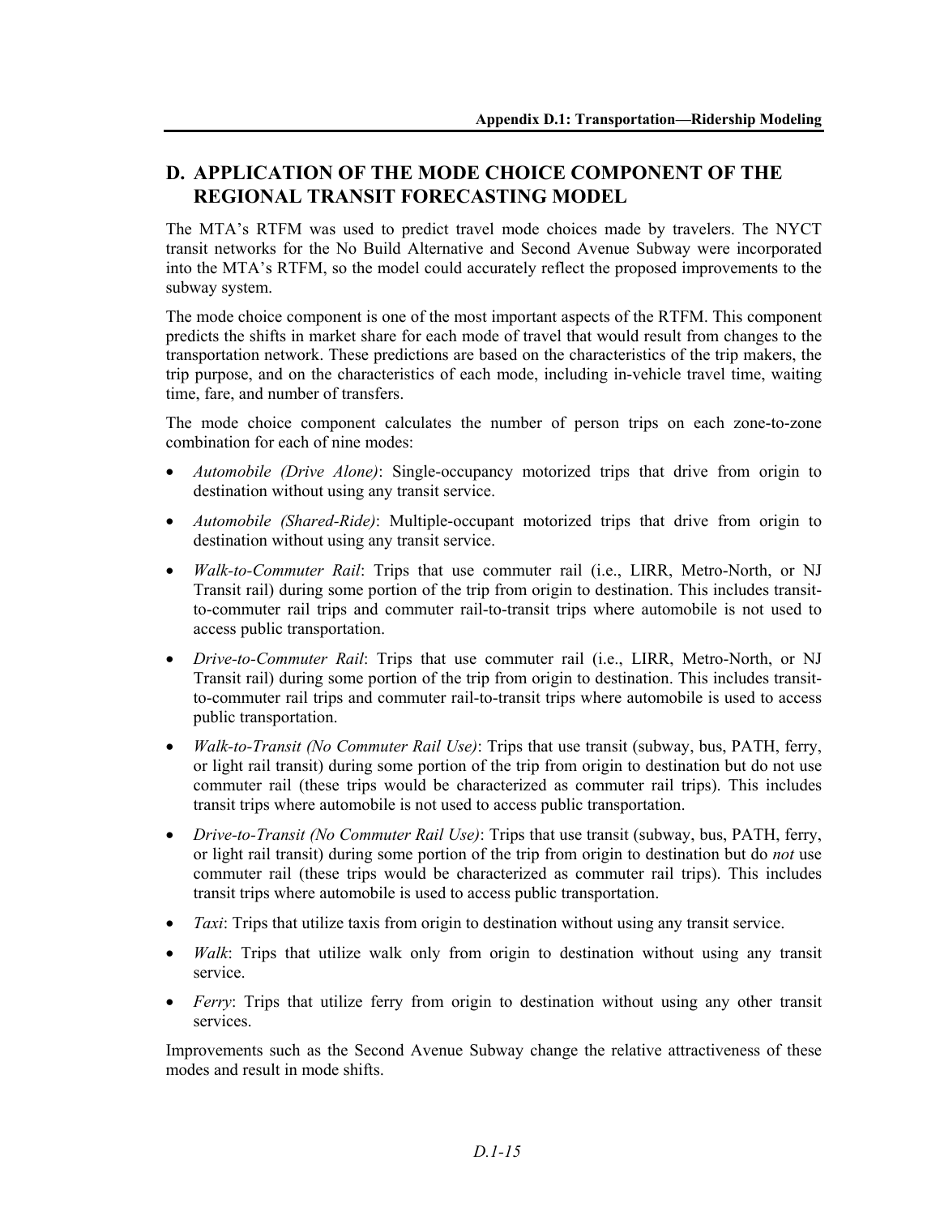## D. APPLICATION OF THE MODE CHOICE COMPONENT OF THE REGIONAL TRANSIT FORECASTING MODEL

The MTA's RTFM was used to predict travel mode choices made by travelers. The NYCT transit networks for the No Build Alternative and Second Avenue Subway were incorporated into the MTA's RTFM, so the model could accurately reflect the proposed improvements to the subway system.

The mode choice component is one of the most important aspects of the RTFM. This component predicts the shifts in market share for each mode of travel that would result from changes to the transportation network. These predictions are based on the characteristics of the trip makers, the trip purpose, and on the characteristics of each mode, including in-vehicle travel time, waiting time, fare, and number of transfers.

The mode choice component calculates the number of person trips on each zone-to-zone combination for each of nine modes:

- *Automobile (Drive Alone)*: Single-occupancy motorized trips that drive from origin to destination without using any transit service.
- *Automobile (Shared-Ride)*: Multiple-occupant motorized trips that drive from origin to destination without using any transit service.
- *Walk-to-Commuter Rail*: Trips that use commuter rail (i.e., LIRR, Metro-North, or NJ Transit rail) during some portion of the trip from origin to destination. This includes transit-to-commuter rail trips and commuter rail-to-transit trips where automobile is not used to access public transportation.
- *Drive-to-Commuter Rail*: Trips that use commuter rail (i.e., LIRR, Metro-North, or NJ Transit rail) during some portion of the trip from origin to destination. This includes transit-to-commuter rail trips and commuter rail-to-transit trips where automobile is used to access public transportation.
- *Walk-to-Transit (No Commuter Rail Use)*: Trips that use transit (subway, bus, PATH, ferry, or light rail transit) during some portion of the trip from origin to destination but do not use commuter rail (these trips would be characterized as commuter rail trips). This includes transit trips where automobile is not used to access public transportation.
- *Drive-to-Transit (No Commuter Rail Use)*: Trips that use transit (subway, bus, PATH, ferry, or light rail transit) during some portion of the trip from origin to destination but do *not* use commuter rail (these trips would be characterized as commuter rail trips). This includes transit trips where automobile is used to access public transportation.
- *Taxi*: Trips that utilize taxis from origin to destination without using any transit service.
- *Walk*: Trips that utilize walk only from origin to destination without using any transit service.
- *Ferry*: Trips that utilize ferry from origin to destination without using any other transit services.

Improvements such as the Second Avenue Subway change the relative attractiveness of these modes and result in mode shifts.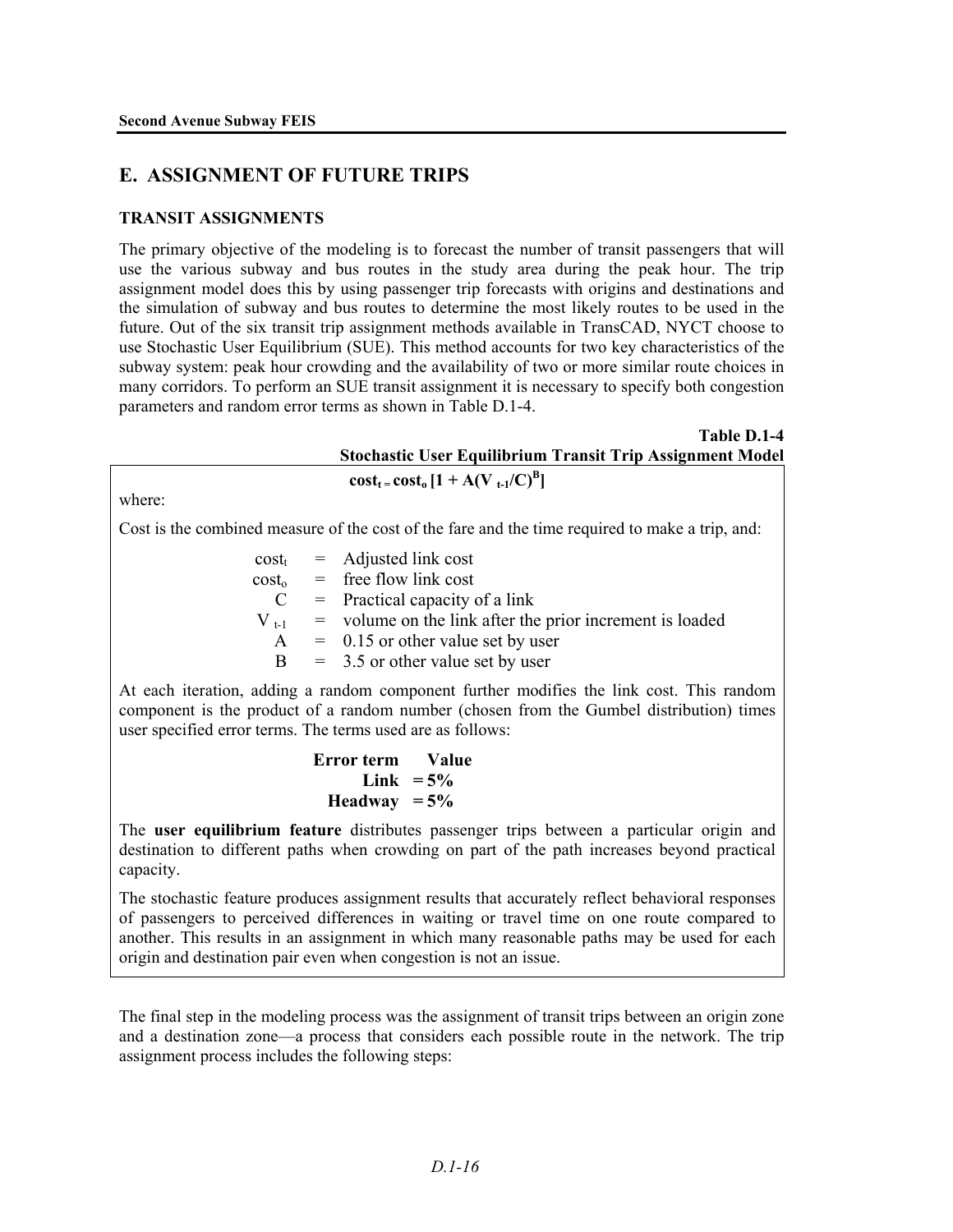## E. ASSIGNMENT OF FUTURE TRIPS

### TRANSIT ASSIGNMENTS

The primary objective of the modeling is to forecast the number of transit passengers that will use the various subway and bus routes in the study area during the peak hour. The trip assignment model does this by using passenger trip forecasts with origins and destinations and the simulation of subway and bus routes to determine the most likely routes to be used in the future. Out of the six transit trip assignment methods available in TransCAD, NYCT choose to use Stochastic User Equilibrium (SUE). This method accounts for two key characteristics of the subway system: peak hour crowding and the availability of two or more similar route choices in many corridors. To perform an SUE transit assignment it is necessary to specify both congestion parameters and random error terms as shown in Table D.1-4.

**Table D.1-4**
**Stochastic User Equilibrium Transit Trip Assignment Model**

$$\mathbf{cost_t = cost_o\,[1 + A(V_{t-1}/C)^B]}$$

where:

Cost is the combined measure of the cost of the fare and the time required to make a trip, and:

| | | |
|---|---|---|
| $cost_t$ | = | Adjusted link cost |
| $cost_o$ | = | free flow link cost |
| $C$ | = | Practical capacity of a link |
| $V_{t-1}$ | = | volume on the link after the prior increment is loaded |
| $A$ | = | 0.15 or other value set by user |
| $B$ | = | 3.5 or other value set by user |

At each iteration, adding a random component further modifies the link cost. This random component is the product of a random number (chosen from the Gumbel distribution) times user specified error terms. The terms used are as follows:

| **Error term** | **Value** |
|---|---|
| **Link** | **= 5%** |
| **Headway** | **= 5%** |

The **user equilibrium feature** distributes passenger trips between a particular origin and destination to different paths when crowding on part of the path increases beyond practical capacity.

The stochastic feature produces assignment results that accurately reflect behavioral responses of passengers to perceived differences in waiting or travel time on one route compared to another. This results in an assignment in which many reasonable paths may be used for each origin and destination pair even when congestion is not an issue.

The final step in the modeling process was the assignment of transit trips between an origin zone and a destination zone—a process that considers each possible route in the network. The trip assignment process includes the following steps: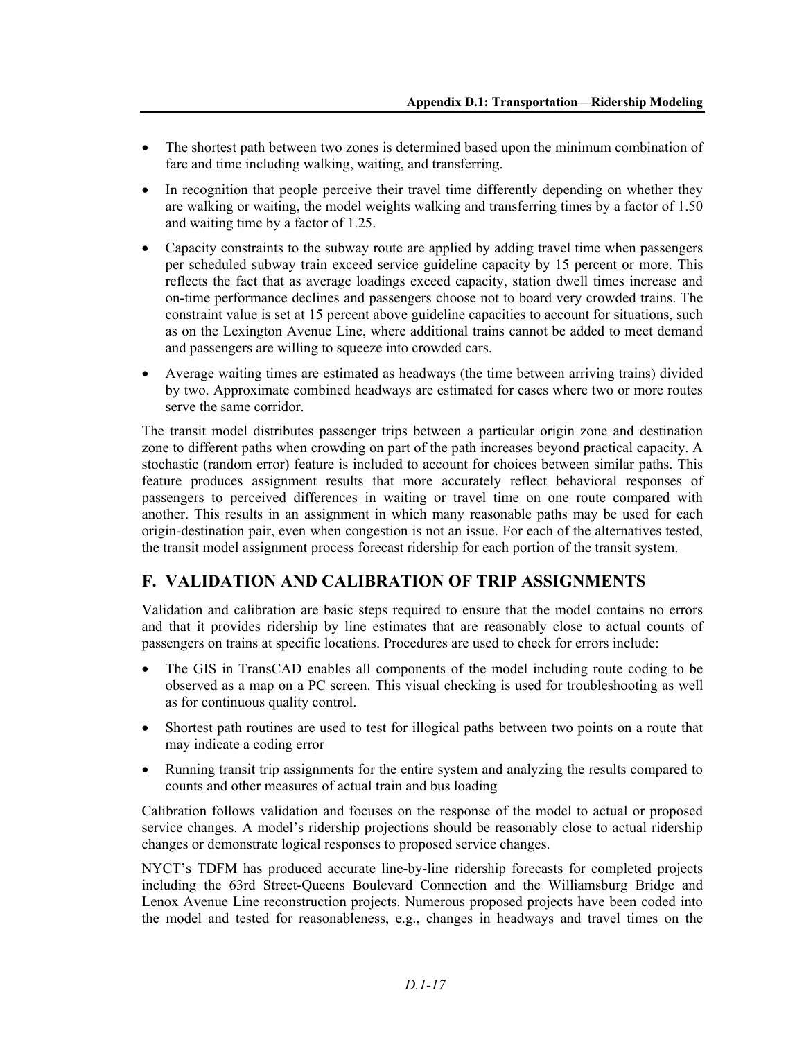- The shortest path between two zones is determined based upon the minimum combination of fare and time including walking, waiting, and transferring.
- In recognition that people perceive their travel time differently depending on whether they are walking or waiting, the model weights walking and transferring times by a factor of 1.50 and waiting time by a factor of 1.25.
- Capacity constraints to the subway route are applied by adding travel time when passengers per scheduled subway train exceed service guideline capacity by 15 percent or more. This reflects the fact that as average loadings exceed capacity, station dwell times increase and on-time performance declines and passengers choose not to board very crowded trains. The constraint value is set at 15 percent above guideline capacities to account for situations, such as on the Lexington Avenue Line, where additional trains cannot be added to meet demand and passengers are willing to squeeze into crowded cars.
- Average waiting times are estimated as headways (the time between arriving trains) divided by two. Approximate combined headways are estimated for cases where two or more routes serve the same corridor.

The transit model distributes passenger trips between a particular origin zone and destination zone to different paths when crowding on part of the path increases beyond practical capacity. A stochastic (random error) feature is included to account for choices between similar paths. This feature produces assignment results that more accurately reflect behavioral responses of passengers to perceived differences in waiting or travel time on one route compared with another. This results in an assignment in which many reasonable paths may be used for each origin-destination pair, even when congestion is not an issue. For each of the alternatives tested, the transit model assignment process forecast ridership for each portion of the transit system.

## F. VALIDATION AND CALIBRATION OF TRIP ASSIGNMENTS

Validation and calibration are basic steps required to ensure that the model contains no errors and that it provides ridership by line estimates that are reasonably close to actual counts of passengers on trains at specific locations. Procedures are used to check for errors include:

- The GIS in TransCAD enables all components of the model including route coding to be observed as a map on a PC screen. This visual checking is used for troubleshooting as well as for continuous quality control.
- Shortest path routines are used to test for illogical paths between two points on a route that may indicate a coding error
- Running transit trip assignments for the entire system and analyzing the results compared to counts and other measures of actual train and bus loading

Calibration follows validation and focuses on the response of the model to actual or proposed service changes. A model's ridership projections should be reasonably close to actual ridership changes or demonstrate logical responses to proposed service changes.

NYCT's TDFM has produced accurate line-by-line ridership forecasts for completed projects including the 63rd Street-Queens Boulevard Connection and the Williamsburg Bridge and Lenox Avenue Line reconstruction projects. Numerous proposed projects have been coded into the model and tested for reasonableness, e.g., changes in headways and travel times on the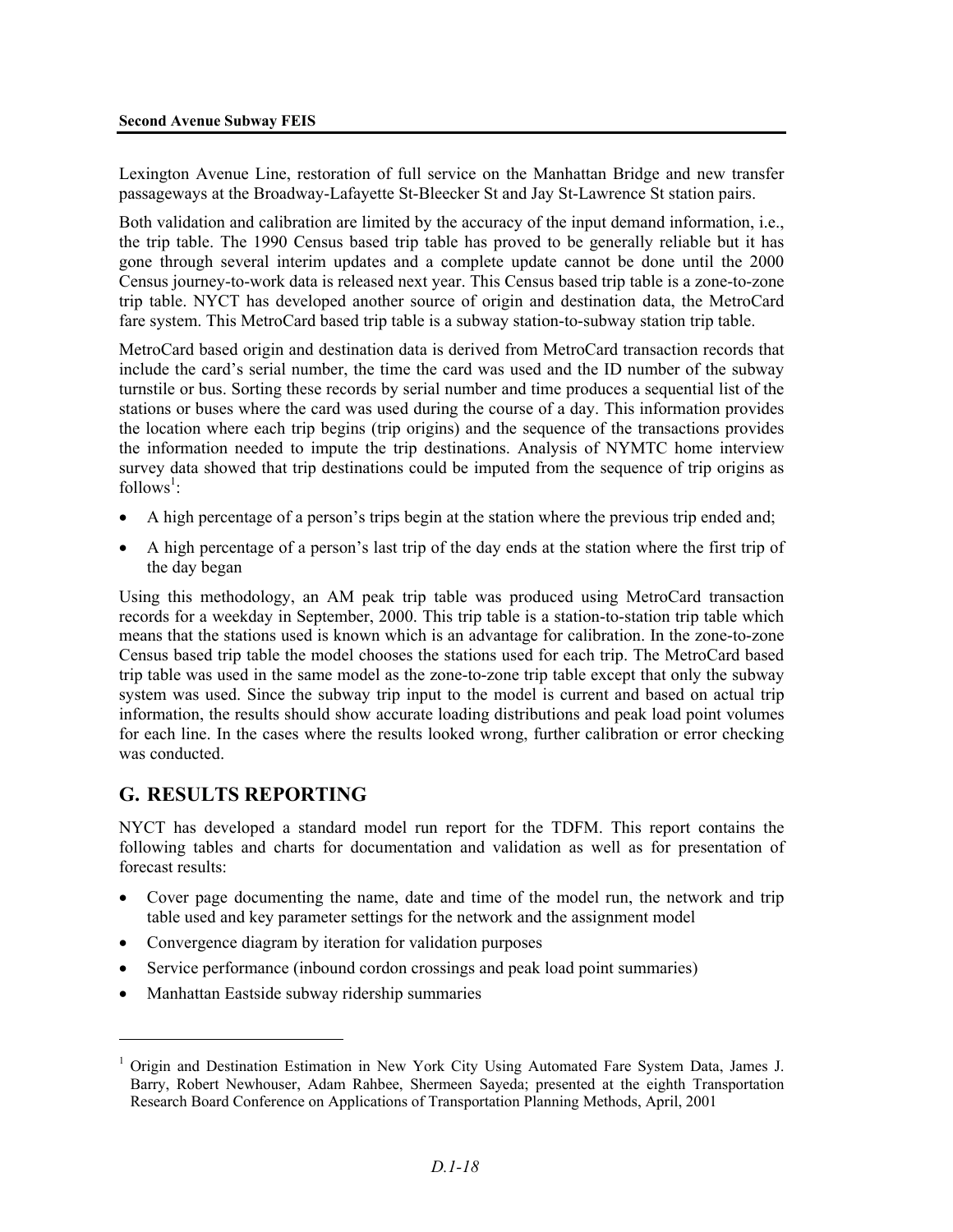Lexington Avenue Line, restoration of full service on the Manhattan Bridge and new transfer passageways at the Broadway-Lafayette St-Bleecker St and Jay St-Lawrence St station pairs.

Both validation and calibration are limited by the accuracy of the input demand information, i.e., the trip table. The 1990 Census based trip table has proved to be generally reliable but it has gone through several interim updates and a complete update cannot be done until the 2000 Census journey-to-work data is released next year. This Census based trip table is a zone-to-zone trip table. NYCT has developed another source of origin and destination data, the MetroCard fare system. This MetroCard based trip table is a subway station-to-subway station trip table.

MetroCard based origin and destination data is derived from MetroCard transaction records that include the card's serial number, the time the card was used and the ID number of the subway turnstile or bus. Sorting these records by serial number and time produces a sequential list of the stations or buses where the card was used during the course of a day. This information provides the location where each trip begins (trip origins) and the sequence of the transactions provides the information needed to impute the trip destinations. Analysis of NYMTC home interview survey data showed that trip destinations could be imputed from the sequence of trip origins as follows[1]:

- A high percentage of a person's trips begin at the station where the previous trip ended and;
- A high percentage of a person's last trip of the day ends at the station where the first trip of the day began

Using this methodology, an AM peak trip table was produced using MetroCard transaction records for a weekday in September, 2000. This trip table is a station-to-station trip table which means that the stations used is known which is an advantage for calibration. In the zone-to-zone Census based trip table the model chooses the stations used for each trip. The MetroCard based trip table was used in the same model as the zone-to-zone trip table except that only the subway system was used. Since the subway trip input to the model is current and based on actual trip information, the results should show accurate loading distributions and peak load point volumes for each line. In the cases where the results looked wrong, further calibration or error checking was conducted.

## G. RESULTS REPORTING

NYCT has developed a standard model run report for the TDFM. This report contains the following tables and charts for documentation and validation as well as for presentation of forecast results:

- Cover page documenting the name, date and time of the model run, the network and trip table used and key parameter settings for the network and the assignment model
- Convergence diagram by iteration for validation purposes
- Service performance (inbound cordon crossings and peak load point summaries)
- Manhattan Eastside subway ridership summaries

---

[1] Origin and Destination Estimation in New York City Using Automated Fare System Data, James J. Barry, Robert Newhouser, Adam Rahbee, Shermeen Sayeda; presented at the eighth Transportation Research Board Conference on Applications of Transportation Planning Methods, April, 2001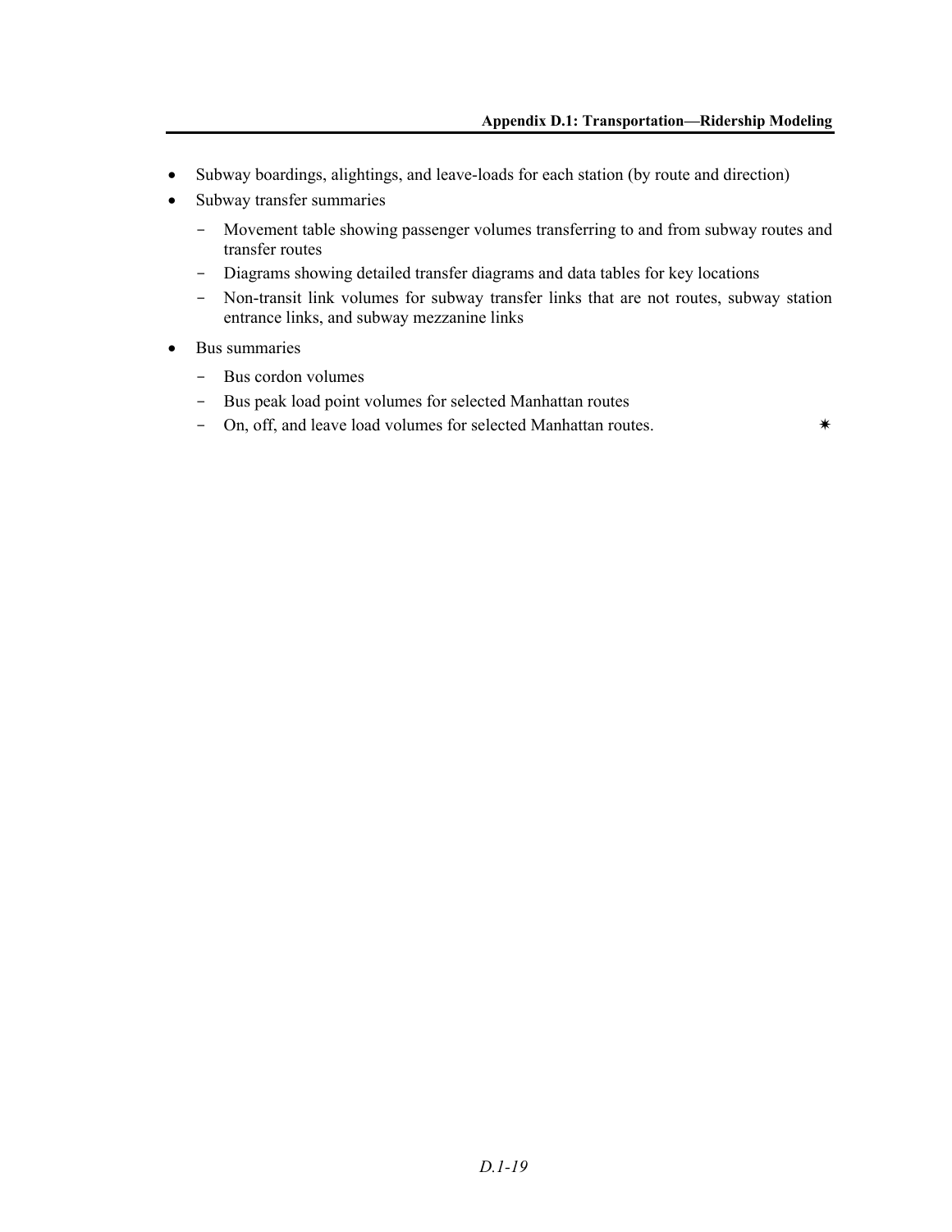- Subway boardings, alightings, and leave-loads for each station (by route and direction)
- Subway transfer summaries
  - Movement table showing passenger volumes transferring to and from subway routes and transfer routes
  - Diagrams showing detailed transfer diagrams and data tables for key locations
  - Non-transit link volumes for subway transfer links that are not routes, subway station entrance links, and subway mezzanine links
- Bus summaries
  - Bus cordon volumes
  - Bus peak load point volumes for selected Manhattan routes
  - On, off, and leave load volumes for selected Manhattan routes. ✷